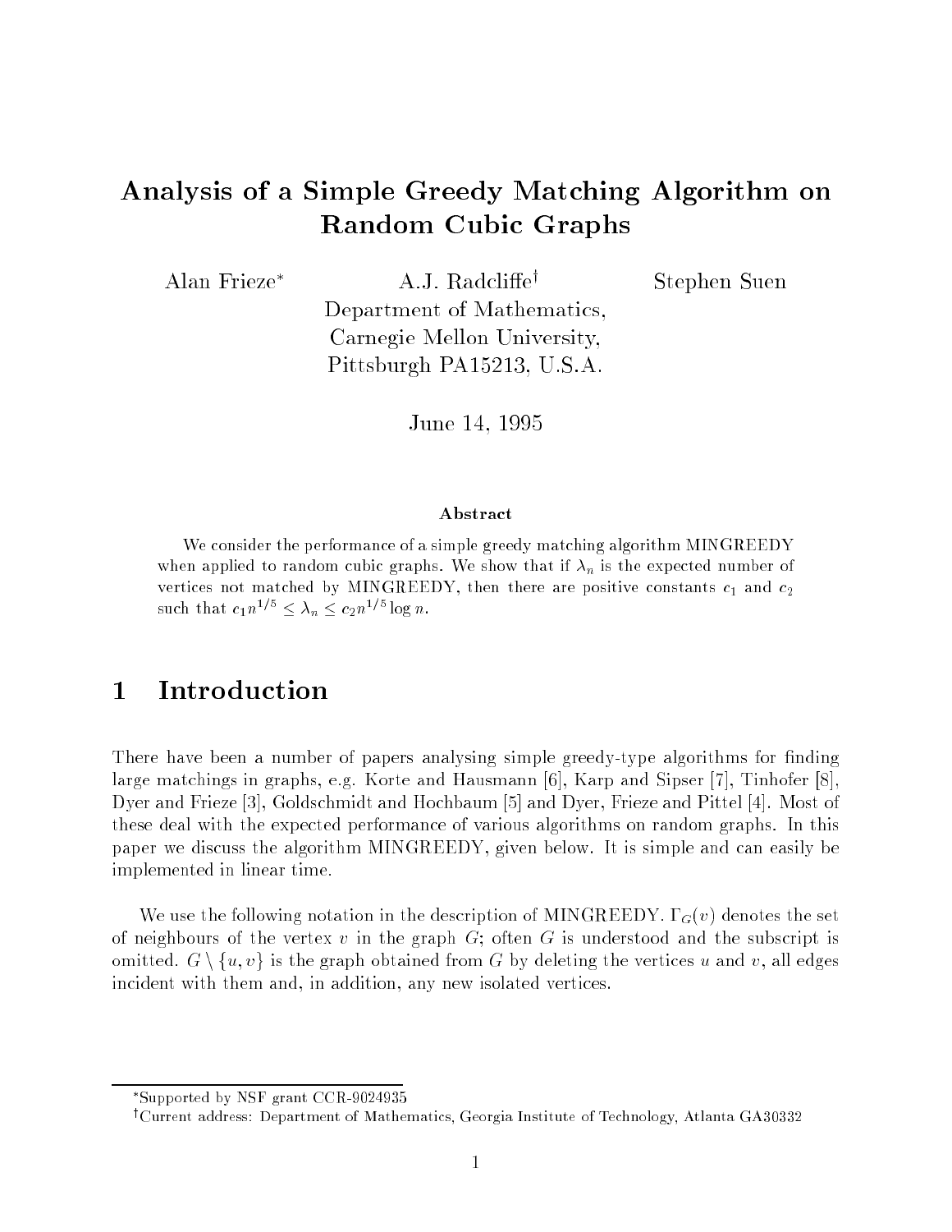# Analysis of a Simple Greedy Matching Algorithm on Random Cubic Graphs

Alan Frieze[*] A.J. Radcliffe[†] Stephen Suen

Department of Mathematics,
Carnegie Mellon University,
Pittsburgh PA15213, U.S.A.

June 14, 1995

### Abstract

We consider the performance of a simple greedy matching algorithm MINGREEDY when applied to random cubic graphs. We show that if $\lambda_n$ is the expected number of vertices not matched by MINGREEDY, then there are positive constants $c_1$ and $c_2$ such that $c_1 n^{1/5} \leq \lambda_n \leq c_2 n^{1/5} \log n$.

## 1 Introduction

There have been a number of papers analysing simple greedy-type algorithms for finding large matchings in graphs, e.g. Korte and Hausmann [6], Karp and Sipser [7], Tinhofer [8], Dyer and Frieze [3], Goldschmidt and Hochbaum [5] and Dyer, Frieze and Pittel [4]. Most of these deal with the expected performance of various algorithms on random graphs. In this paper we discuss the algorithm MINGREEDY, given below. It is simple and can easily be implemented in linear time.

We use the following notation in the description of MINGREEDY. $\Gamma_G(v)$ denotes the set of neighbours of the vertex $v$ in the graph $G$; often $G$ is understood and the subscript is omitted. $G \setminus \{u, v\}$ is the graph obtained from $G$ by deleting the vertices $u$ and $v$, all edges incident with them and, in addition, any new isolated vertices.

[*]Supported by NSF grant CCR-9024935

[†]Current address: Department of Mathematics, Georgia Institute of Technology, Atlanta GA30332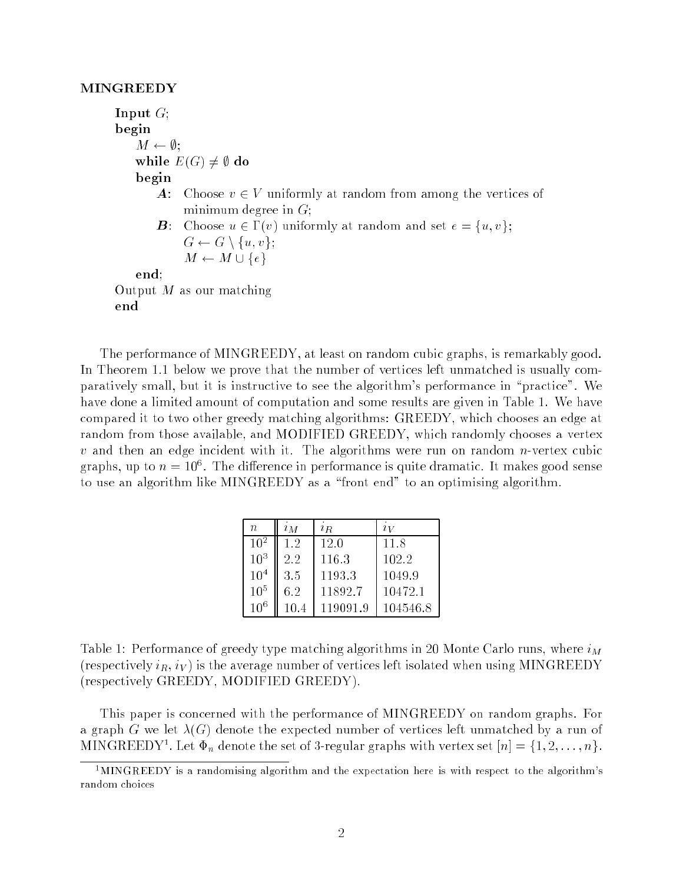**MINGREEDY**

```
Input G;
begin
    M ← ∅;
    while E(G) ≠ ∅ do
    begin
        A: Choose v ∈ V uniformly at random from among the vertices of
           minimum degree in G;
        B: Choose u ∈ Γ(v) uniformly at random and set e = {u, v};
           G ← G \ {u, v};
           M ← M ∪ {e}
    end;
Output M as our matching
end
```

The performance of MINGREEDY, at least on random cubic graphs, is remarkably good. In Theorem 1.1 below we prove that the number of vertices left unmatched is usually comparatively small, but it is instructive to see the algorithm's performance in "practice". We have done a limited amount of computation and some results are given in Table 1. We have compared it to two other greedy matching algorithms: GREEDY, which chooses an edge at random from those available, and MODIFIED GREEDY, which randomly chooses a vertex $v$ and then an edge incident with it. The algorithms were run on random $n$-vertex cubic graphs, up to $n = 10^6$. The difference in performance is quite dramatic. It makes good sense to use an algorithm like MINGREEDY as a "front end" to an optimising algorithm.

| $n$ | $i_M$ | $i_R$ | $i_V$ |
|---|---|---|---|
| $10^2$ | 1.2 | 12.0 | 11.8 |
| $10^3$ | 2.2 | 116.3 | 102.2 |
| $10^4$ | 3.5 | 1193.3 | 1049.9 |
| $10^5$ | 6.2 | 11892.7 | 10472.1 |
| $10^6$ | 10.4 | 119091.9 | 104546.8 |

Table 1: Performance of greedy type matching algorithms in 20 Monte Carlo runs, where $i_M$ (respectively $i_R$, $i_V$) is the average number of vertices left isolated when using MINGREEDY (respectively GREEDY, MODIFIED GREEDY).

This paper is concerned with the performance of MINGREEDY on random graphs. For a graph $G$ we let $\lambda(G)$ denote the expected number of vertices left unmatched by a run of MINGREEDY[1]. Let $\Phi_n$ denote the set of 3-regular graphs with vertex set $[n] = \{1, 2, \ldots, n\}$.

[1] MINGREEDY is a randomising algorithm and the expectation here is with respect to the algorithm's random choices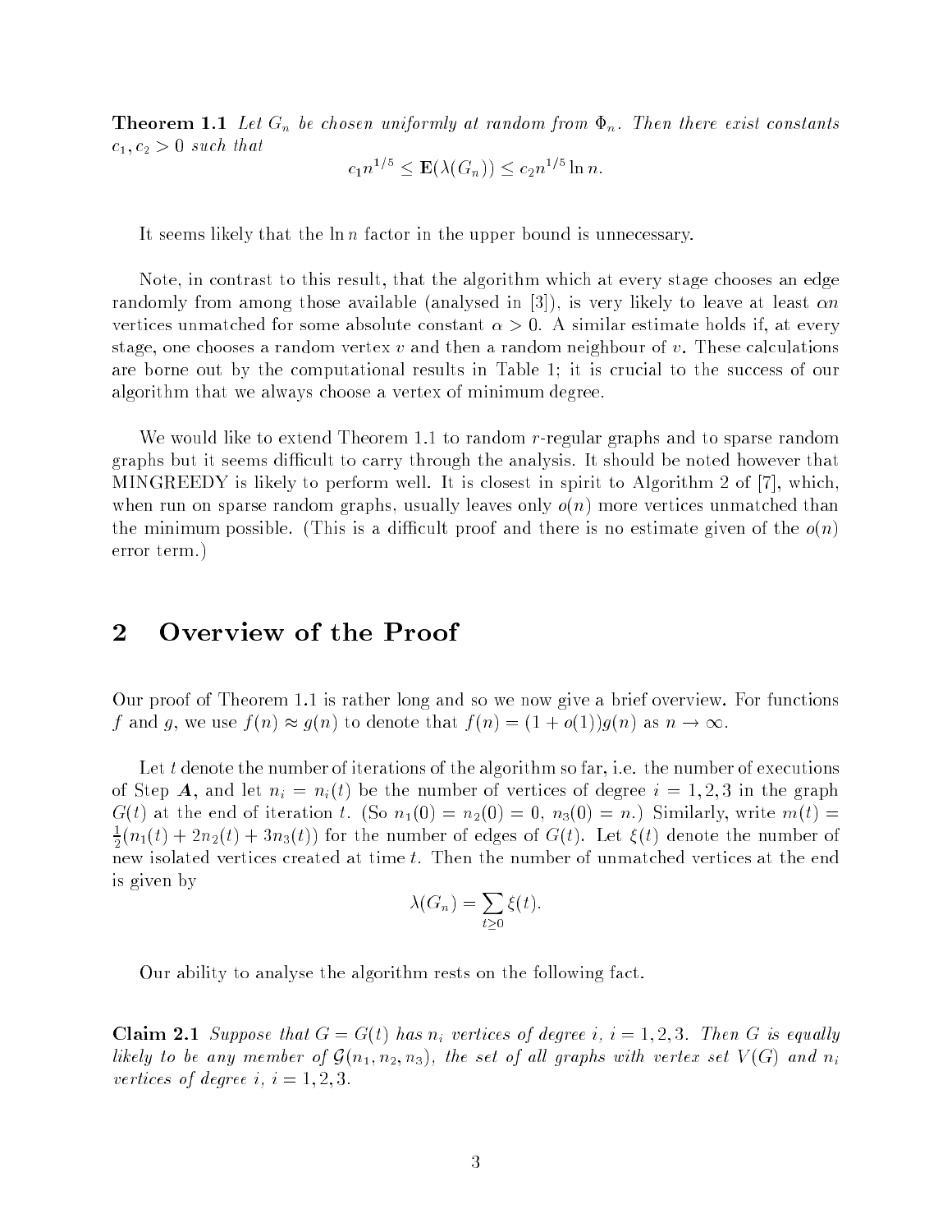**Theorem 1.1** *Let $G_n$ be chosen uniformly at random from $\Phi_n$. Then there exist constants $c_1, c_2 > 0$ such that*

$$c_1 n^{1/5} \leq \mathbf{E}(\lambda(G_n)) \leq c_2 n^{1/5} \ln n.$$

It seems likely that the $\ln n$ factor in the upper bound is unnecessary.

Note, in contrast to this result, that the algorithm which at every stage chooses an edge randomly from among those available (analysed in [3]), is very likely to leave at least $\alpha n$ vertices unmatched for some absolute constant $\alpha > 0$. A similar estimate holds if, at every stage, one chooses a random vertex $v$ and then a random neighbour of $v$. These calculations are borne out by the computational results in Table 1; it is crucial to the success of our algorithm that we always choose a vertex of minimum degree.

We would like to extend Theorem 1.1 to random $r$-regular graphs and to sparse random graphs but it seems difficult to carry through the analysis. It should be noted however that MINGREEDY is likely to perform well. It is closest in spirit to Algorithm 2 of [7], which, when run on sparse random graphs, usually leaves only $o(n)$ more vertices unmatched than the minimum possible. (This is a difficult proof and there is no estimate given of the $o(n)$ error term.)

## 2 Overview of the Proof

Our proof of Theorem 1.1 is rather long and so we now give a brief overview. For functions $f$ and $g$, we use $f(n) \approx g(n)$ to denote that $f(n) = (1 + o(1))g(n)$ as $n \to \infty$.

Let $t$ denote the number of iterations of the algorithm so far, i.e. the number of executions of Step $\boldsymbol{A}$, and let $n_i = n_i(t)$ be the number of vertices of degree $i = 1, 2, 3$ in the graph $G(t)$ at the end of iteration $t$. (So $n_1(0) = n_2(0) = 0$, $n_3(0) = n$.) Similarly, write $m(t) = \frac{1}{2}(n_1(t) + 2n_2(t) + 3n_3(t))$ for the number of edges of $G(t)$. Let $\xi(t)$ denote the number of new isolated vertices created at time $t$. Then the number of unmatched vertices at the end is given by

$$\lambda(G_n) = \sum_{t \geq 0} \xi(t).$$

Our ability to analyse the algorithm rests on the following fact.

**Claim 2.1** *Suppose that $G = G(t)$ has $n_i$ vertices of degree $i$, $i = 1, 2, 3$. Then $G$ is equally likely to be any member of $\mathcal{G}(n_1, n_2, n_3)$, the set of all graphs with vertex set $V(G)$ and $n_i$ vertices of degree $i$, $i = 1, 2, 3$.*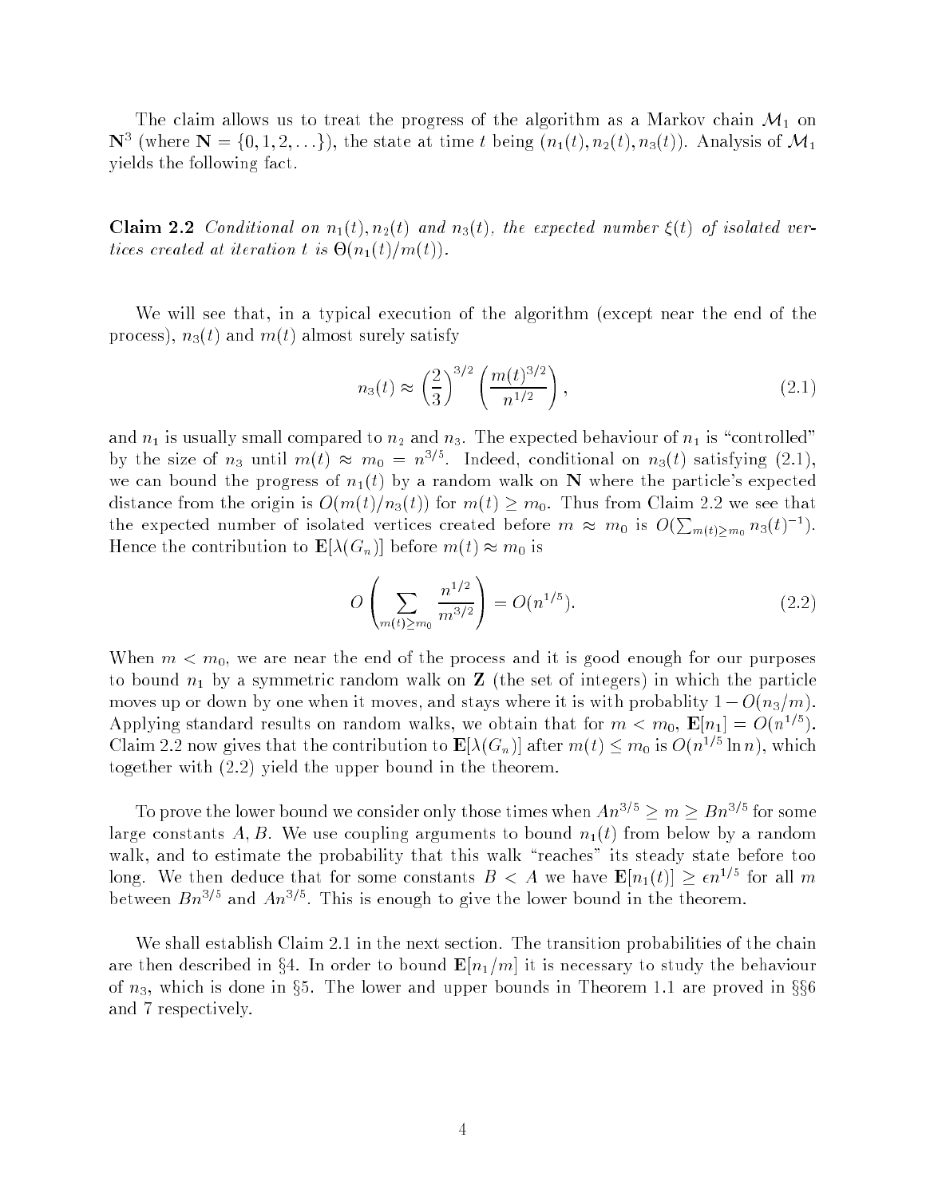The claim allows us to treat the progress of the algorithm as a Markov chain $\mathcal{M}_1$ on $\mathbf{N}^3$ (where $\mathbf{N} = \{0, 1, 2, \ldots\}$), the state at time $t$ being $(n_1(t), n_2(t), n_3(t))$. Analysis of $\mathcal{M}_1$ yields the following fact.

**Claim 2.2** *Conditional on $n_1(t), n_2(t)$ and $n_3(t)$, the expected number $\xi(t)$ of isolated vertices created at iteration $t$ is $\Theta(n_1(t)/m(t))$.*

We will see that, in a typical execution of the algorithm (except near the end of the process), $n_3(t)$ and $m(t)$ almost surely satisfy

$$n_3(t) \approx \left(\frac{2}{3}\right)^{3/2} \left(\frac{m(t)^{3/2}}{n^{1/2}}\right), \tag{2.1}$$

and $n_1$ is usually small compared to $n_2$ and $n_3$. The expected behaviour of $n_1$ is "controlled" by the size of $n_3$ until $m(t) \approx m_0 = n^{3/5}$. Indeed, conditional on $n_3(t)$ satisfying (2.1), we can bound the progress of $n_1(t)$ by a random walk on $\mathbf{N}$ where the particle's expected distance from the origin is $O(m(t)/n_3(t))$ for $m(t) \geq m_0$. Thus from Claim 2.2 we see that the expected number of isolated vertices created before $m \approx m_0$ is $O(\sum_{m(t) \geq m_0} n_3(t)^{-1})$. Hence the contribution to $\mathbf{E}[\lambda(G_n)]$ before $m(t) \approx m_0$ is

$$O\left(\sum_{m(t) \geq m_0} \frac{n^{1/2}}{m^{3/2}}\right) = O(n^{1/5}). \tag{2.2}$$

When $m < m_0$, we are near the end of the process and it is good enough for our purposes to bound $n_1$ by a symmetric random walk on $\mathbf{Z}$ (the set of integers) in which the particle moves up or down by one when it moves, and stays where it is with probablity $1 - O(n_3/m)$. Applying standard results on random walks, we obtain that for $m < m_0$, $\mathbf{E}[n_1] = O(n^{1/5})$. Claim 2.2 now gives that the contribution to $\mathbf{E}[\lambda(G_n)]$ after $m(t) \leq m_0$ is $O(n^{1/5} \ln n)$, which together with (2.2) yield the upper bound in the theorem.

To prove the lower bound we consider only those times when $An^{3/5} \geq m \geq Bn^{3/5}$ for some large constants $A, B$. We use coupling arguments to bound $n_1(t)$ from below by a random walk, and to estimate the probability that this walk "reaches" its steady state before too long. We then deduce that for some constants $B < A$ we have $\mathbf{E}[n_1(t)] \geq \epsilon n^{1/5}$ for all $m$ between $Bn^{3/5}$ and $An^{3/5}$. This is enough to give the lower bound in the theorem.

We shall establish Claim 2.1 in the next section. The transition probabilities of the chain are then described in §4. In order to bound $\mathbf{E}[n_1/m]$ it is necessary to study the behaviour of $n_3$, which is done in §5. The lower and upper bounds in Theorem 1.1 are proved in §§6 and 7 respectively.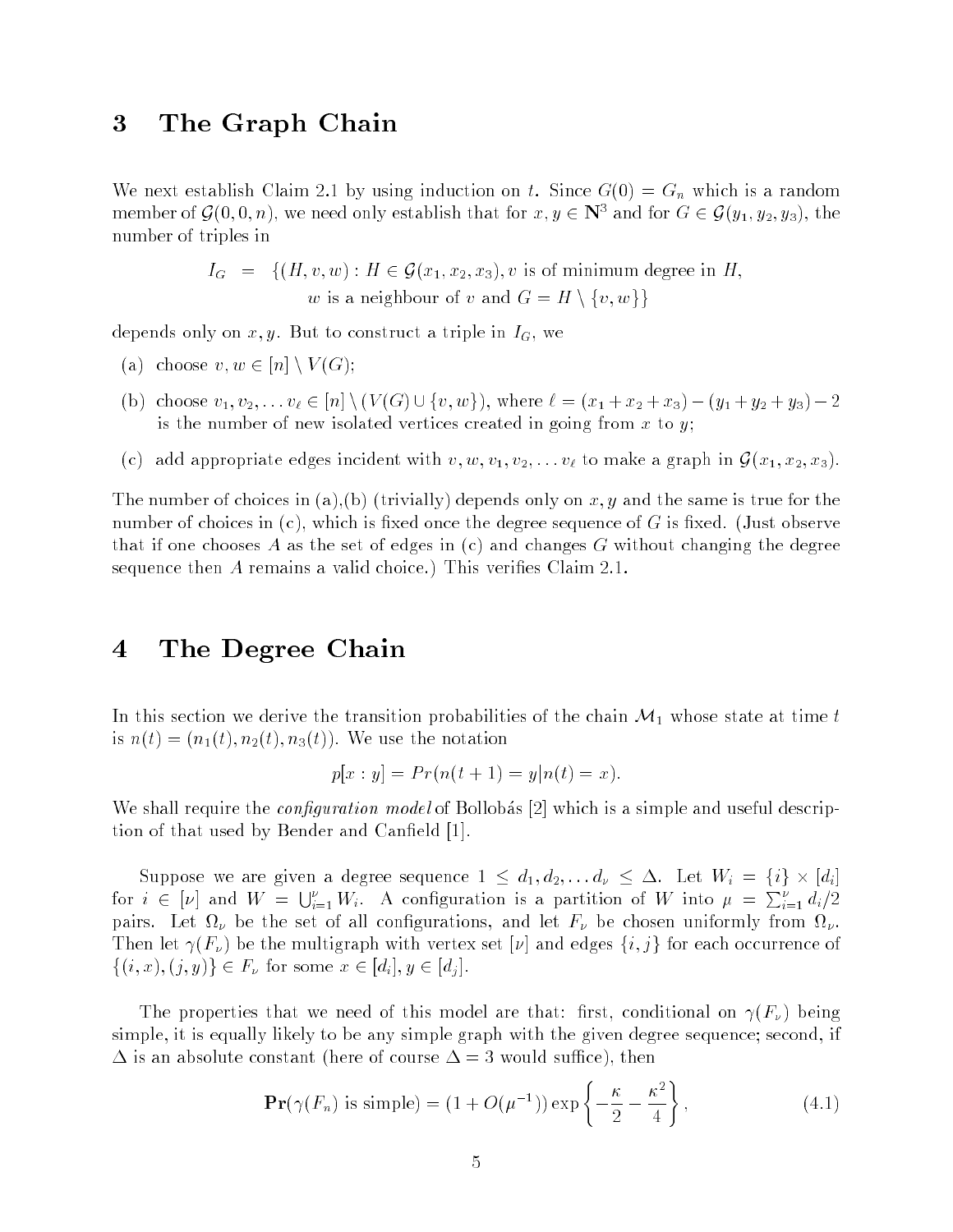# 3 The Graph Chain

We next establish Claim 2.1 by using induction on $t$. Since $G(0) = G_n$ which is a random member of $\mathcal{G}(0, 0, n)$, we need only establish that for $x, y \in \mathbf{N}^3$ and for $G \in \mathcal{G}(y_1, y_2, y_3)$, the number of triples in

$$
\begin{aligned}
I_G \;\; = \;\; & \{(H, v, w) : H \in \mathcal{G}(x_1, x_2, x_3), v \text{ is of minimum degree in } H, \\
& w \text{ is a neighbour of } v \text{ and } G = H \setminus \{v, w\}\}
\end{aligned}
$$

depends only on $x, y$. But to construct a triple in $I_G$, we

(a) choose $v, w \in [n] \setminus V(G)$;

(b) choose $v_1, v_2, \ldots v_\ell \in [n] \setminus (V(G) \cup \{v, w\})$, where $\ell = (x_1 + x_2 + x_3) - (y_1 + y_2 + y_3) - 2$ is the number of new isolated vertices created in going from $x$ to $y$;

(c) add appropriate edges incident with $v, w, v_1, v_2, \ldots v_\ell$ to make a graph in $\mathcal{G}(x_1, x_2, x_3)$.

The number of choices in (a),(b) (trivially) depends only on $x, y$ and the same is true for the number of choices in (c), which is fixed once the degree sequence of $G$ is fixed. (Just observe that if one chooses $A$ as the set of edges in (c) and changes $G$ without changing the degree sequence then $A$ remains a valid choice.) This verifies Claim 2.1.

# 4 The Degree Chain

In this section we derive the transition probabilities of the chain $\mathcal{M}_1$ whose state at time $t$ is $n(t) = (n_1(t), n_2(t), n_3(t))$. We use the notation

$$p[x : y] = Pr(n(t + 1) = y | n(t) = x).$$

We shall require the *configuration model* of Bollobás [2] which is a simple and useful description of that used by Bender and Canfield [1].

Suppose we are given a degree sequence $1 \leq d_1, d_2, \ldots d_\nu \leq \Delta$. Let $W_i = \{i\} \times [d_i]$ for $i \in [\nu]$ and $W = \bigcup_{i=1}^{\nu} W_i$. A configuration is a partition of $W$ into $\mu = \sum_{i=1}^{\nu} d_i/2$ pairs. Let $\Omega_\nu$ be the set of all configurations, and let $F_\nu$ be chosen uniformly from $\Omega_\nu$. Then let $\gamma(F_\nu)$ be the multigraph with vertex set $[\nu]$ and edges $\{i, j\}$ for each occurrence of $\{(i, x), (j, y)\} \in F_\nu$ for some $x \in [d_i], y \in [d_j]$.

The properties that we need of this model are that: first, conditional on $\gamma(F_\nu)$ being simple, it is equally likely to be any simple graph with the given degree sequence; second, if $\Delta$ is an absolute constant (here of course $\Delta = 3$ would suffice), then

$$\mathbf{Pr}(\gamma(F_n) \text{ is simple}) = (1 + O(\mu^{-1})) \exp\left\{-\frac{\kappa}{2} - \frac{\kappa^2}{4}\right\}, \tag{4.1}$$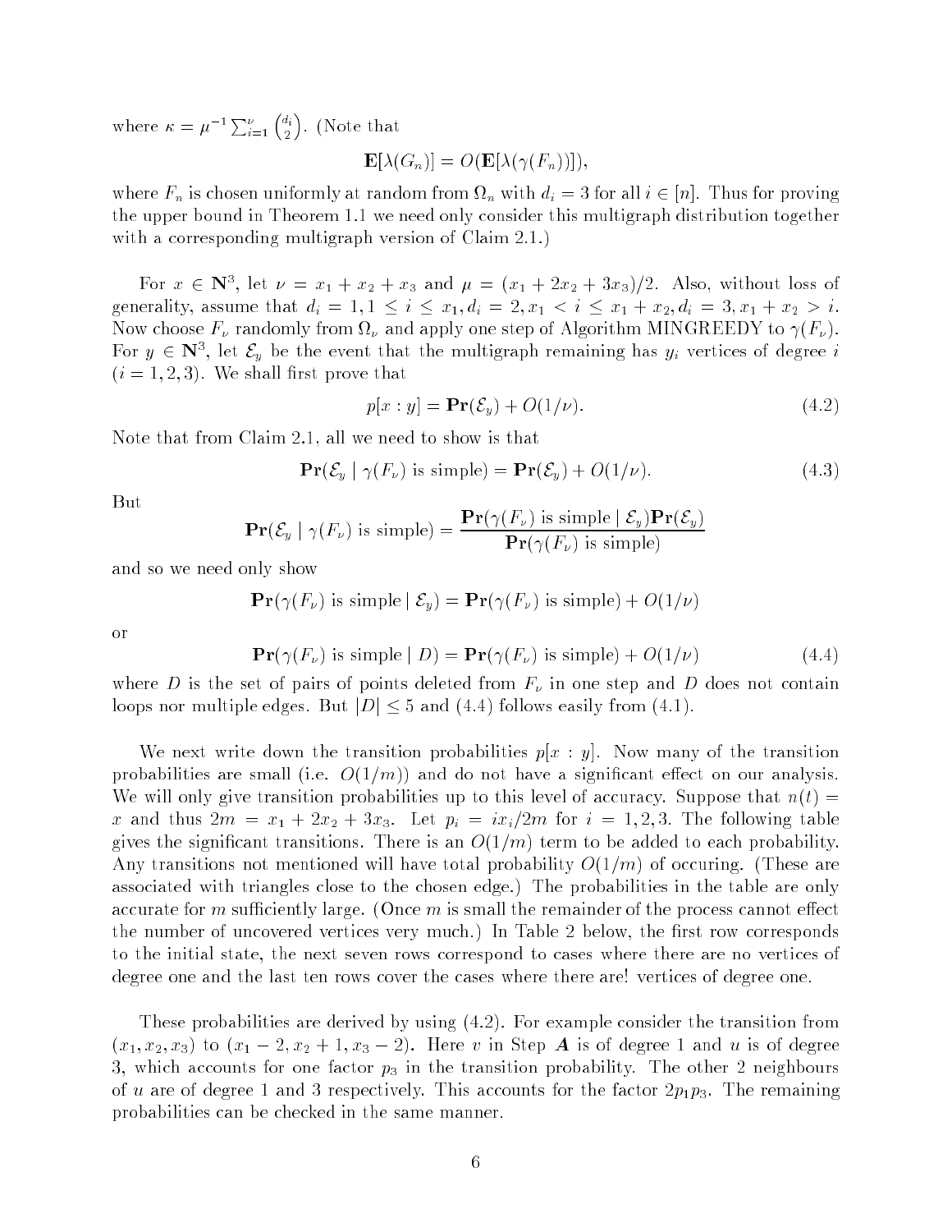where $\kappa = \mu^{-1} \sum_{i=1}^{\nu} \binom{d_i}{2}$. (Note that

$$\mathbf{E}[\lambda(G_n)] = O(\mathbf{E}[\lambda(\gamma(F_n))]),$$

where $F_n$ is chosen uniformly at random from $\Omega_n$ with $d_i = 3$ for all $i \in [n]$. Thus for proving the upper bound in Theorem 1.1 we need only consider this multigraph distribution together with a corresponding multigraph version of Claim 2.1.)

For $x \in \mathbf{N}^3$, let $\nu = x_1 + x_2 + x_3$ and $\mu = (x_1 + 2x_2 + 3x_3)/2$. Also, without loss of generality, assume that $d_i = 1, 1 \leq i \leq x_1, d_i = 2, x_1 < i \leq x_1 + x_2, d_i = 3, x_1 + x_2 > i$. Now choose $F_\nu$ randomly from $\Omega_\nu$ and apply one step of Algorithm MINGREEDY to $\gamma(F_\nu)$. For $y \in \mathbf{N}^3$, let $\mathcal{E}_y$ be the event that the multigraph remaining has $y_i$ vertices of degree $i$ $(i = 1, 2, 3)$. We shall first prove that

$$p[x : y] = \mathbf{Pr}(\mathcal{E}_y) + O(1/\nu). \tag{4.2}$$

Note that from Claim 2.1, all we need to show is that

$$\mathbf{Pr}(\mathcal{E}_y \mid \gamma(F_\nu) \text{ is simple}) = \mathbf{Pr}(\mathcal{E}_y) + O(1/\nu). \tag{4.3}$$

But

$$\mathbf{Pr}(\mathcal{E}_y \mid \gamma(F_\nu) \text{ is simple}) = \frac{\mathbf{Pr}(\gamma(F_\nu) \text{ is simple} \mid \mathcal{E}_y)\mathbf{Pr}(\mathcal{E}_y)}{\mathbf{Pr}(\gamma(F_\nu) \text{ is simple})}$$

and so we need only show

$$\mathbf{Pr}(\gamma(F_\nu) \text{ is simple} \mid \mathcal{E}_y) = \mathbf{Pr}(\gamma(F_\nu) \text{ is simple}) + O(1/\nu)$$

or

$$\mathbf{Pr}(\gamma(F_\nu) \text{ is simple} \mid D) = \mathbf{Pr}(\gamma(F_\nu) \text{ is simple}) + O(1/\nu) \tag{4.4}$$

where $D$ is the set of pairs of points deleted from $F_\nu$ in one step and $D$ does not contain loops nor multiple edges. But $|D| \leq 5$ and (4.4) follows easily from (4.1).

We next write down the transition probabilities $p[x : y]$. Now many of the transition probabilities are small (i.e. $O(1/m)$) and do not have a significant effect on our analysis. We will only give transition probabilities up to this level of accuracy. Suppose that $n(t) = x$ and thus $2m = x_1 + 2x_2 + 3x_3$. Let $p_i = ix_i/2m$ for $i = 1, 2, 3$. The following table gives the significant transitions. There is an $O(1/m)$ term to be added to each probability. Any transitions not mentioned will have total probability $O(1/m)$ of occuring. (These are associated with triangles close to the chosen edge.) The probabilities in the table are only accurate for $m$ sufficiently large. (Once $m$ is small the remainder of the process cannot effect the number of uncovered vertices very much.) In Table 2 below, the first row corresponds to the initial state, the next seven rows correspond to cases where there are no vertices of degree one and the last ten rows cover the cases where there are! vertices of degree one.

These probabilities are derived by using (4.2). For example consider the transition from $(x_1, x_2, x_3)$ to $(x_1 - 2, x_2 + 1, x_3 - 2)$. Here $v$ in Step ***A*** is of degree 1 and $u$ is of degree 3, which accounts for one factor $p_3$ in the transition probability. The other 2 neighbours of $u$ are of degree 1 and 3 respectively. This accounts for the factor $2p_1p_3$. The remaining probabilities can be checked in the same manner.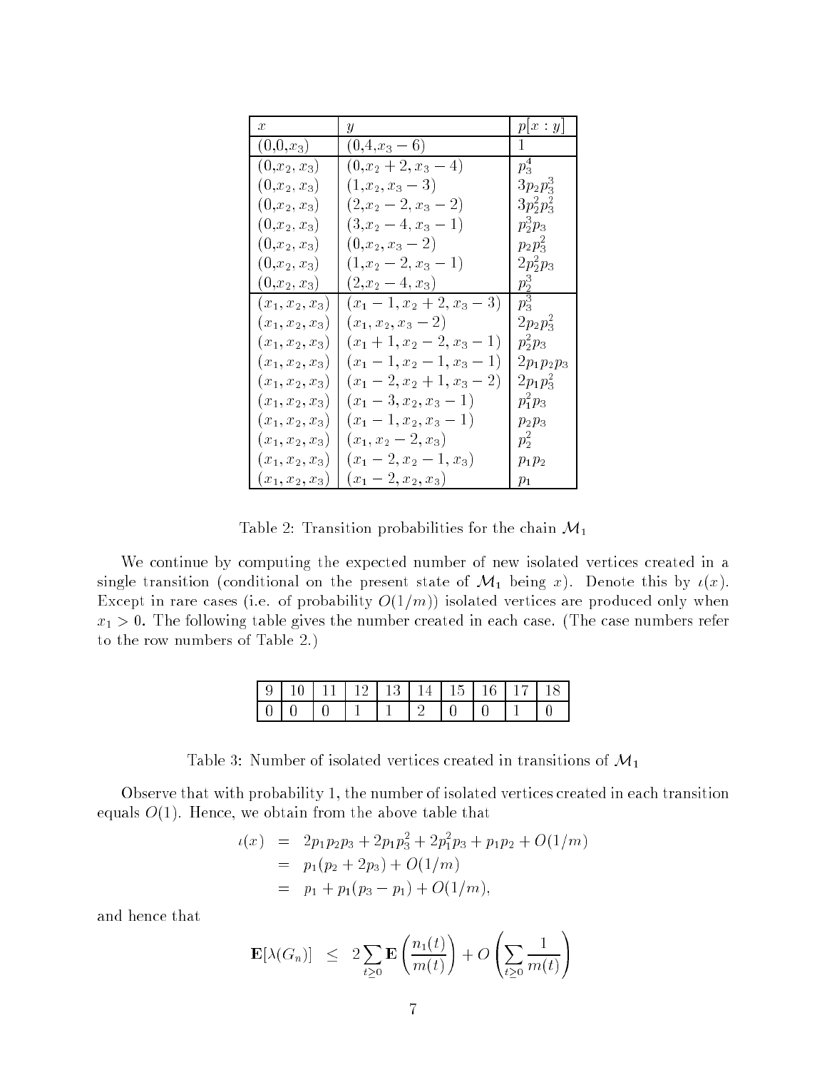| $x$ | $y$ | $p[x:y]$ |
|---|---|---|
| $(0,0,x_3)$ | $(0,4,x_3-6)$ | $1$ |
| $(0,x_2,x_3)$ | $(0,x_2+2,x_3-4)$ | $p_3^4$ |
| $(0,x_2,x_3)$ | $(1,x_2,x_3-3)$ | $3p_2p_3^3$ |
| $(0,x_2,x_3)$ | $(2,x_2-2,x_3-2)$ | $3p_2^2p_3^2$ |
| $(0,x_2,x_3)$ | $(3,x_2-4,x_3-1)$ | $p_2^3p_3$ |
| $(0,x_2,x_3)$ | $(0,x_2,x_3-2)$ | $p_2p_3^2$ |
| $(0,x_2,x_3)$ | $(1,x_2-2,x_3-1)$ | $2p_2^2p_3$ |
| $(0,x_2,x_3)$ | $(2,x_2-4,x_3)$ | $p_2^3$ |
| $(x_1,x_2,x_3)$ | $(x_1-1,x_2+2,x_3-3)$ | $p_3^3$ |
| $(x_1,x_2,x_3)$ | $(x_1,x_2,x_3-2)$ | $2p_2p_3^2$ |
| $(x_1,x_2,x_3)$ | $(x_1+1,x_2-2,x_3-1)$ | $p_2^2p_3$ |
| $(x_1,x_2,x_3)$ | $(x_1-1,x_2-1,x_3-1)$ | $2p_1p_2p_3$ |
| $(x_1,x_2,x_3)$ | $(x_1-2,x_2+1,x_3-2)$ | $2p_1p_3^2$ |
| $(x_1,x_2,x_3)$ | $(x_1-3,x_2,x_3-1)$ | $p_1^2p_3$ |
| $(x_1,x_2,x_3)$ | $(x_1-1,x_2,x_3-1)$ | $p_2p_3$ |
| $(x_1,x_2,x_3)$ | $(x_1,x_2-2,x_3)$ | $p_2^2$ |
| $(x_1,x_2,x_3)$ | $(x_1-2,x_2-1,x_3)$ | $p_1p_2$ |
| $(x_1,x_2,x_3)$ | $(x_1-2,x_2,x_3)$ | $p_1$ |

Table 2: Transition probabilities for the chain $\mathcal{M}_1$

We continue by computing the expected number of new isolated vertices created in a single transition (conditional on the present state of $\mathcal{M}_1$ being $x$). Denote this by $\iota(x)$. Except in rare cases (i.e. of probability $O(1/m)$) isolated vertices are produced only when $x_1 > 0$. The following table gives the number created in each case. (The case numbers refer to the row numbers of Table 2.)

| 9 | 10 | 11 | 12 | 13 | 14 | 15 | 16 | 17 | 18 |
|---|---|---|---|---|---|---|---|---|---|
| 0 | 0 | 0 | 1 | 1 | 2 | 0 | 0 | 1 | 0 |

Table 3: Number of isolated vertices created in transitions of $\mathcal{M}_1$

Observe that with probability 1, the number of isolated vertices created in each transition equals $O(1)$. Hence, we obtain from the above table that

$$\begin{aligned}
\iota(x) &= 2p_1p_2p_3 + 2p_1p_3^2 + 2p_1^2p_3 + p_1p_2 + O(1/m) \\
&= p_1(p_2 + 2p_3) + O(1/m) \\
&= p_1 + p_1(p_3 - p_1) + O(1/m),
\end{aligned}$$

and hence that

$$\mathbf{E}[\lambda(G_n)] \;\leq\; 2\sum_{t\geq 0} \mathbf{E}\left(\frac{n_1(t)}{m(t)}\right) + O\left(\sum_{t\geq 0} \frac{1}{m(t)}\right)$$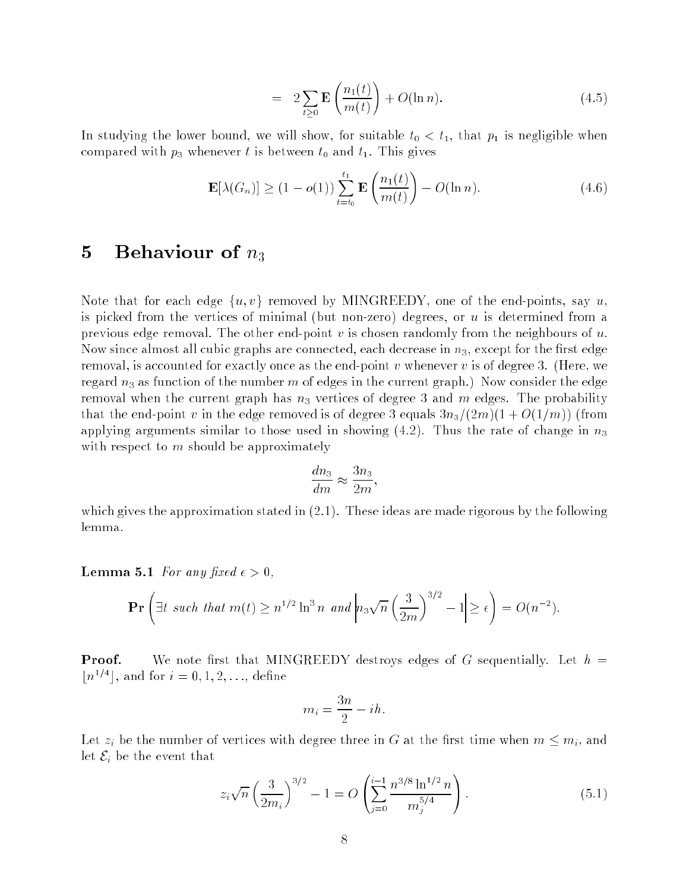$$= \quad 2\sum_{t\geq 0} \mathbf{E}\left(\frac{n_1(t)}{m(t)}\right) + O(\ln n). \tag{4.5}$$

In studying the lower bound, we will show, for suitable $t_0 < t_1$, that $p_1$ is negligible when compared with $p_3$ whenever $t$ is between $t_0$ and $t_1$. This gives

$$\mathbf{E}[\lambda(G_n)] \geq (1-o(1))\sum_{t=t_0}^{t_1} \mathbf{E}\left(\frac{n_1(t)}{m(t)}\right) - O(\ln n). \tag{4.6}$$

# 5 Behaviour of $n_3$

Note that for each edge $\{u, v\}$ removed by MINGREEDY, one of the end-points, say $u$, is picked from the vertices of minimal (but non-zero) degrees, or $u$ is determined from a previous edge removal. The other end-point $v$ is chosen randomly from the neighbours of $u$. Now since almost all cubic graphs are connected, each decrease in $n_3$, except for the first edge removal, is accounted for exactly once as the end-point $v$ whenever $v$ is of degree 3. (Here, we regard $n_3$ as function of the number $m$ of edges in the current graph.) Now consider the edge removal when the current graph has $n_3$ vertices of degree 3 and $m$ edges. The probability that the end-point $v$ in the edge removed is of degree 3 equals $3n_3/(2m)(1+O(1/m))$ (from applying arguments similar to those used in showing (4.2). Thus the rate of change in $n_3$ with respect to $m$ should be approximately

$$\frac{dn_3}{dm} \approx \frac{3n_3}{2m},$$

which gives the approximation stated in (2.1). These ideas are made rigorous by the following lemma.

**Lemma 5.1** *For any fixed $\epsilon > 0$,*

$$\mathbf{Pr}\left(\exists t \text{ such that } m(t) \geq n^{1/2}\ln^3 n \text{ and } \left| n_3\sqrt{n}\left(\frac{3}{2m}\right)^{3/2} - 1\right| \geq \epsilon\right) = O(n^{-2}).$$

**Proof.** We note first that MINGREEDY destroys edges of $G$ sequentially. Let $h = \lfloor n^{1/4} \rfloor$, and for $i = 0, 1, 2, \ldots$, define

$$m_i = \frac{3n}{2} - ih.$$

Let $z_i$ be the number of vertices with degree three in $G$ at the first time when $m \leq m_i$, and let $\mathcal{E}_i$ be the event that

$$z_i\sqrt{n}\left(\frac{3}{2m_i}\right)^{3/2} - 1 = O\left(\sum_{j=0}^{i-1} \frac{n^{3/8}\ln^{1/2} n}{m_j^{5/4}}\right). \tag{5.1}$$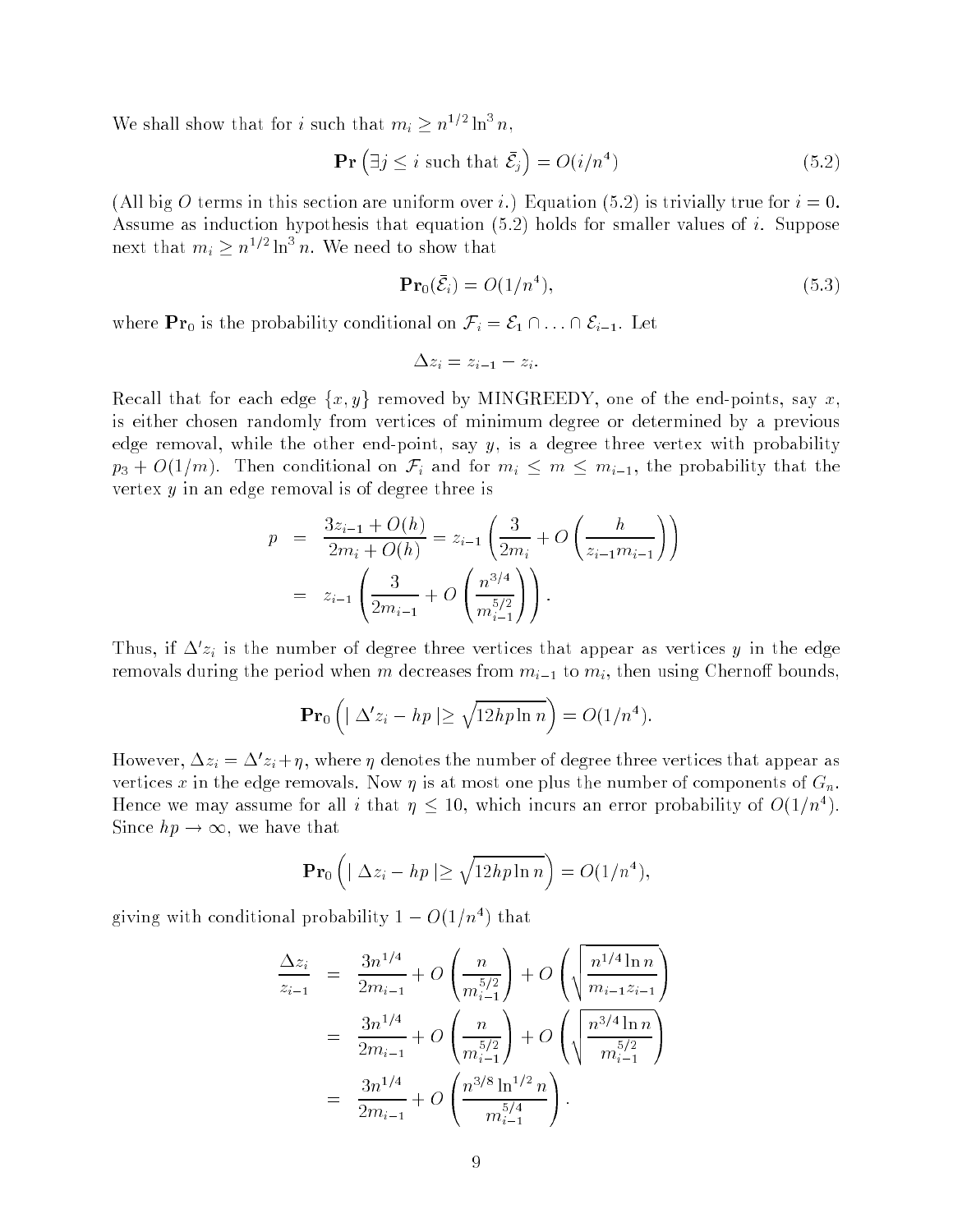We shall show that for $i$ such that $m_i \geq n^{1/2} \ln^3 n$,

$$\mathbf{Pr}\left(\exists j \leq i \text{ such that } \bar{\mathcal{E}}_j\right) = O(i/n^4) \tag{5.2}$$

(All big $O$ terms in this section are uniform over $i$.) Equation (5.2) is trivially true for $i = 0$. Assume as induction hypothesis that equation (5.2) holds for smaller values of $i$. Suppose next that $m_i \geq n^{1/2} \ln^3 n$. We need to show that

$$\mathbf{Pr}_0(\bar{\mathcal{E}}_i) = O(1/n^4), \tag{5.3}$$

where $\mathbf{Pr}_0$ is the probability conditional on $\mathcal{F}_i = \mathcal{E}_1 \cap \ldots \cap \mathcal{E}_{i-1}$. Let

$$\Delta z_i = z_{i-1} - z_i.$$

Recall that for each edge $\{x, y\}$ removed by MINGREEDY, one of the end-points, say $x$, is either chosen randomly from vertices of minimum degree or determined by a previous edge removal, while the other end-point, say $y$, is a degree three vertex with probability $p_3 + O(1/m)$. Then conditional on $\mathcal{F}_i$ and for $m_i \leq m \leq m_{i-1}$, the probability that the vertex $y$ in an edge removal is of degree three is

$$\begin{aligned}
p &= \frac{3z_{i-1} + O(h)}{2m_i + O(h)} = z_{i-1}\left(\frac{3}{2m_i} + O\left(\frac{h}{z_{i-1}m_{i-1}}\right)\right) \\
&= z_{i-1}\left(\frac{3}{2m_{i-1}} + O\left(\frac{n^{3/4}}{m_{i-1}^{5/2}}\right)\right).
\end{aligned}$$

Thus, if $\Delta' z_i$ is the number of degree three vertices that appear as vertices $y$ in the edge removals during the period when $m$ decreases from $m_{i-1}$ to $m_i$, then using Chernoff bounds,

$$\mathbf{Pr}_0\left(|\Delta' z_i - hp| \geq \sqrt{12hp \ln n}\right) = O(1/n^4).$$

However, $\Delta z_i = \Delta' z_i + \eta$, where $\eta$ denotes the number of degree three vertices that appear as vertices $x$ in the edge removals. Now $\eta$ is at most one plus the number of components of $G_n$. Hence we may assume for all $i$ that $\eta \leq 10$, which incurs an error probability of $O(1/n^4)$. Since $hp \to \infty$, we have that

$$\mathbf{Pr}_0\left(|\Delta z_i - hp| \geq \sqrt{12hp \ln n}\right) = O(1/n^4),$$

giving with conditional probability $1 - O(1/n^4)$ that

$$\begin{aligned}
\frac{\Delta z_i}{z_{i-1}} &= \frac{3n^{1/4}}{2m_{i-1}} + O\left(\frac{n}{m_{i-1}^{5/2}}\right) + O\left(\sqrt{\frac{n^{1/4} \ln n}{m_{i-1} z_{i-1}}}\right) \\
&= \frac{3n^{1/4}}{2m_{i-1}} + O\left(\frac{n}{m_{i-1}^{5/2}}\right) + O\left(\sqrt{\frac{n^{3/4} \ln n}{m_{i-1}^{5/2}}}\right) \\
&= \frac{3n^{1/4}}{2m_{i-1}} + O\left(\frac{n^{3/8} \ln^{1/2} n}{m_{i-1}^{5/4}}\right).
\end{aligned}$$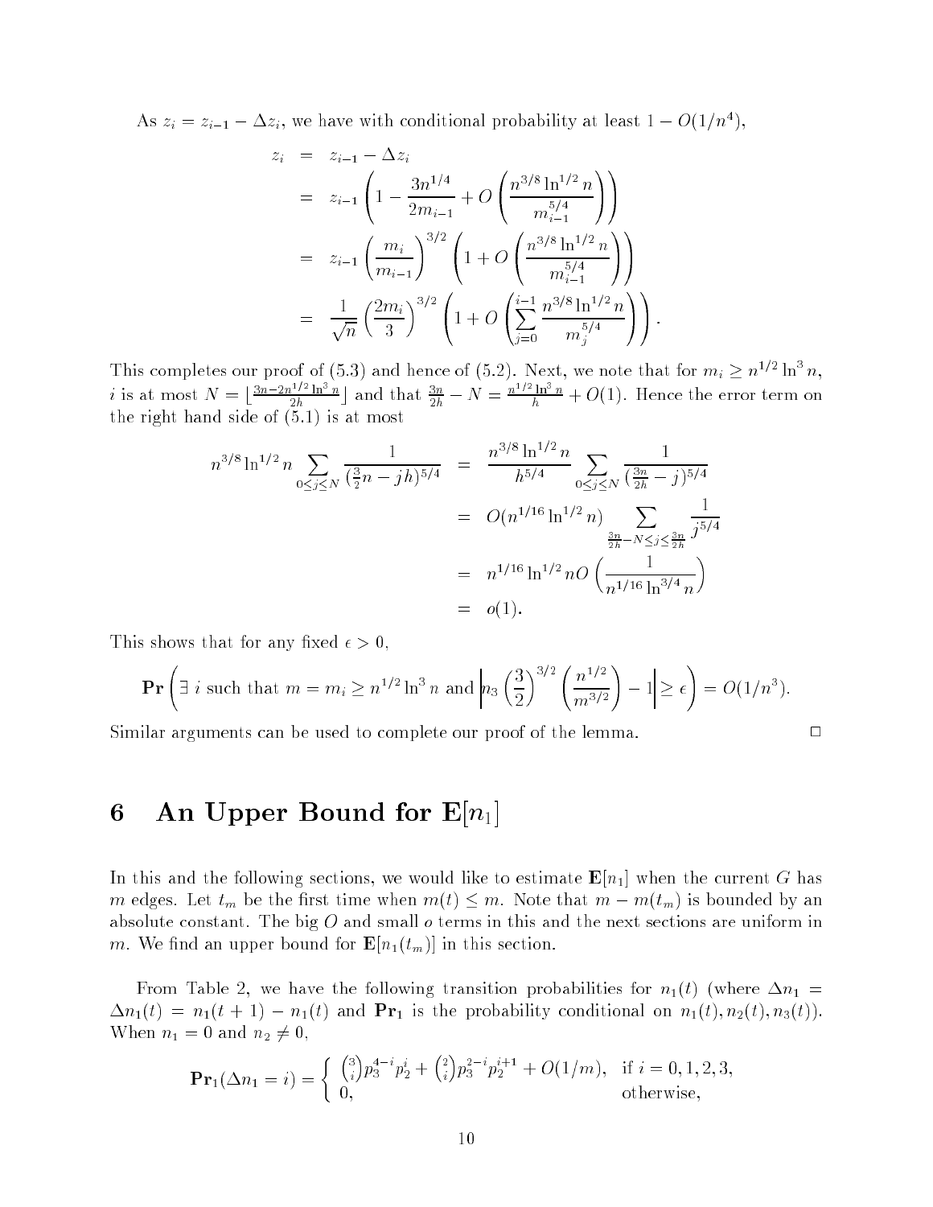As $z_i = z_{i-1} - \Delta z_i$, we have with conditional probability at least $1 - O(1/n^4)$,

$$
\begin{aligned}
z_i &= z_{i-1} - \Delta z_i \\
&= z_{i-1}\left(1 - \frac{3n^{1/4}}{2m_{i-1}} + O\left(\frac{n^{3/8}\ln^{1/2} n}{m_{i-1}^{5/4}}\right)\right) \\
&= z_{i-1}\left(\frac{m_i}{m_{i-1}}\right)^{3/2}\left(1 + O\left(\frac{n^{3/8}\ln^{1/2} n}{m_{i-1}^{5/4}}\right)\right) \\
&= \frac{1}{\sqrt{n}}\left(\frac{2m_i}{3}\right)^{3/2}\left(1 + O\left(\sum_{j=0}^{i-1}\frac{n^{3/8}\ln^{1/2} n}{m_j^{5/4}}\right)\right).
\end{aligned}
$$

This completes our proof of (5.3) and hence of (5.2). Next, we note that for $m_i \geq n^{1/2}\ln^3 n$, $i$ is at most $N = \lfloor \frac{3n - 2n^{1/2}\ln^3 n}{2h} \rfloor$ and that $\frac{3n}{2h} - N = \frac{n^{1/2}\ln^3 n}{h} + O(1)$. Hence the error term on the right hand side of (5.1) is at most

$$
\begin{aligned}
n^{3/8}\ln^{1/2} n \sum_{0 \leq j \leq N} \frac{1}{(\frac{3}{2}n - jh)^{5/4}} &= \frac{n^{3/8}\ln^{1/2} n}{h^{5/4}} \sum_{0 \leq j \leq N} \frac{1}{(\frac{3n}{2h} - j)^{5/4}} \\
&= O(n^{1/16}\ln^{1/2} n) \sum_{\frac{3n}{2h} - N \leq j \leq \frac{3n}{2h}} \frac{1}{j^{5/4}} \\
&= n^{1/16}\ln^{1/2} n\, O\left(\frac{1}{n^{1/16}\ln^{3/4} n}\right) \\
&= o(1).
\end{aligned}
$$

This shows that for any fixed $\epsilon > 0$,

$$
\mathbf{Pr}\left(\exists\ i \text{ such that } m = m_i \geq n^{1/2}\ln^3 n \text{ and } \left| n_3\left(\frac{3}{2}\right)^{3/2}\left(\frac{n^{1/2}}{m^{3/2}}\right) - 1\right| \geq \epsilon\right) = O(1/n^3).
$$

Similar arguments can be used to complete our proof of the lemma. □

# 6 An Upper Bound for $\mathbf{E}[n_1]$

In this and the following sections, we would like to estimate $\mathbf{E}[n_1]$ when the current $G$ has $m$ edges. Let $t_m$ be the first time when $m(t) \leq m$. Note that $m - m(t_m)$ is bounded by an absolute constant. The big $O$ and small $o$ terms in this and the next sections are uniform in $m$. We find an upper bound for $\mathbf{E}[n_1(t_m)]$ in this section.

From Table 2, we have the following transition probabilities for $n_1(t)$ (where $\Delta n_1 = \Delta n_1(t) = n_1(t+1) - n_1(t)$ and $\mathbf{Pr}_1$ is the probability conditional on $n_1(t), n_2(t), n_3(t)$). When $n_1 = 0$ and $n_2 \neq 0$,

$$
\mathbf{Pr}_1(\Delta n_1 = i) = \begin{cases} \binom{3}{i} p_3^{4-i} p_2^i + \binom{2}{i} p_3^{2-i} p_2^{i+1} + O(1/m), & \text{if } i = 0, 1, 2, 3, \\ 0, & \text{otherwise,} \end{cases}
$$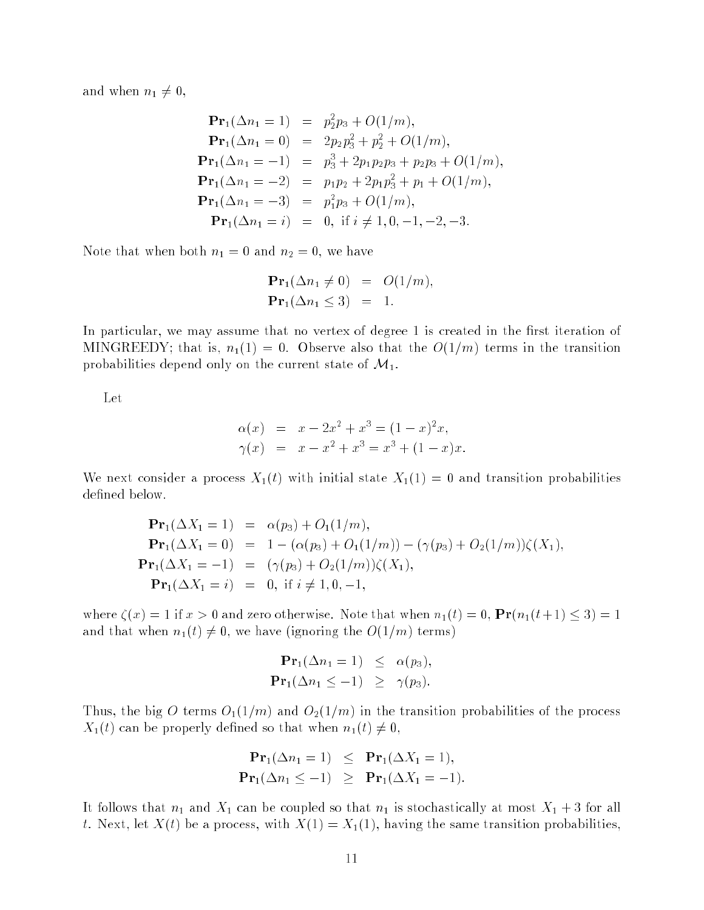and when $n_1 \neq 0$,

$$
\begin{aligned}
\mathbf{Pr}_1(\Delta n_1 = 1) &= p_2^2 p_3 + O(1/m), \\
\mathbf{Pr}_1(\Delta n_1 = 0) &= 2p_2 p_3^2 + p_2^2 + O(1/m), \\
\mathbf{Pr}_1(\Delta n_1 = -1) &= p_3^3 + 2p_1 p_2 p_3 + p_2 p_3 + O(1/m), \\
\mathbf{Pr}_1(\Delta n_1 = -2) &= p_1 p_2 + 2p_1 p_3^2 + p_1 + O(1/m), \\
\mathbf{Pr}_1(\Delta n_1 = -3) &= p_1^2 p_3 + O(1/m), \\
\mathbf{Pr}_1(\Delta n_1 = i) &= 0, \text{ if } i \neq 1, 0, -1, -2, -3.
\end{aligned}
$$

Note that when both $n_1 = 0$ and $n_2 = 0$, we have

$$
\begin{aligned}
\mathbf{Pr}_1(\Delta n_1 \neq 0) &= O(1/m), \\
\mathbf{Pr}_1(\Delta n_1 \leq 3) &= 1.
\end{aligned}
$$

In particular, we may assume that no vertex of degree 1 is created in the first iteration of MINGREEDY; that is, $n_1(1) = 0$. Observe also that the $O(1/m)$ terms in the transition probabilities depend only on the current state of $\mathcal{M}_1$.

Let

$$
\begin{aligned}
\alpha(x) &= x - 2x^2 + x^3 = (1-x)^2 x, \\
\gamma(x) &= x - x^2 + x^3 = x^3 + (1-x)x.
\end{aligned}
$$

We next consider a process $X_1(t)$ with initial state $X_1(1) = 0$ and transition probabilities defined below.

$$
\begin{aligned}
\mathbf{Pr}_1(\Delta X_1 = 1) &= \alpha(p_3) + O_1(1/m), \\
\mathbf{Pr}_1(\Delta X_1 = 0) &= 1 - (\alpha(p_3) + O_1(1/m)) - (\gamma(p_3) + O_2(1/m))\zeta(X_1), \\
\mathbf{Pr}_1(\Delta X_1 = -1) &= (\gamma(p_3) + O_2(1/m))\zeta(X_1), \\
\mathbf{Pr}_1(\Delta X_1 = i) &= 0, \text{ if } i \neq 1, 0, -1,
\end{aligned}
$$

where $\zeta(x) = 1$ if $x > 0$ and zero otherwise. Note that when $n_1(t) = 0$, $\mathbf{Pr}(n_1(t+1) \leq 3) = 1$ and that when $n_1(t) \neq 0$, we have (ignoring the $O(1/m)$ terms)

$$
\begin{aligned}
\mathbf{Pr}_1(\Delta n_1 = 1) &\leq \alpha(p_3), \\
\mathbf{Pr}_1(\Delta n_1 \leq -1) &\geq \gamma(p_3).
\end{aligned}
$$

Thus, the big $O$ terms $O_1(1/m)$ and $O_2(1/m)$ in the transition probabilities of the process $X_1(t)$ can be properly defined so that when $n_1(t) \neq 0$,

$$
\begin{aligned}
\mathbf{Pr}_1(\Delta n_1 = 1) &\leq \mathbf{Pr}_1(\Delta X_1 = 1), \\
\mathbf{Pr}_1(\Delta n_1 \leq -1) &\geq \mathbf{Pr}_1(\Delta X_1 = -1).
\end{aligned}
$$

It follows that $n_1$ and $X_1$ can be coupled so that $n_1$ is stochastically at most $X_1 + 3$ for all $t$. Next, let $X(t)$ be a process, with $X(1) = X_1(1)$, having the same transition probabilities,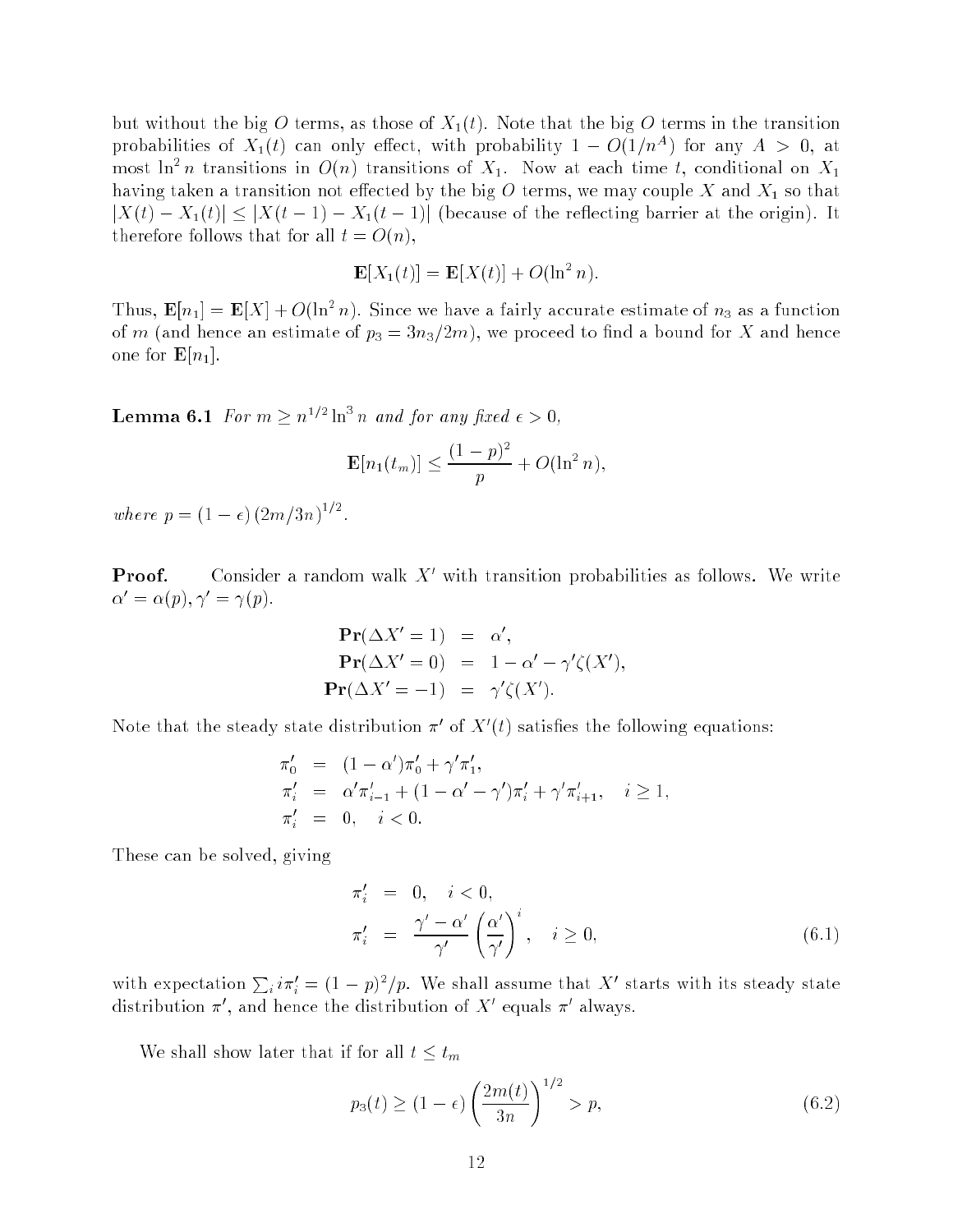but without the big $O$ terms, as those of $X_1(t)$. Note that the big $O$ terms in the transition probabilities of $X_1(t)$ can only effect, with probability $1 - O(1/n^A)$ for any $A > 0$, at most $\ln^2 n$ transitions in $O(n)$ transitions of $X_1$. Now at each time $t$, conditional on $X_1$ having taken a transition not effected by the big $O$ terms, we may couple $X$ and $X_1$ so that $|X(t) - X_1(t)| \le |X(t-1) - X_1(t-1)|$ (because of the reflecting barrier at the origin). It therefore follows that for all $t = O(n)$,

$$\mathbf{E}[X_1(t)] = \mathbf{E}[X(t)] + O(\ln^2 n).$$

Thus, $\mathbf{E}[n_1] = \mathbf{E}[X] + O(\ln^2 n)$. Since we have a fairly accurate estimate of $n_3$ as a function of $m$ (and hence an estimate of $p_3 = 3n_3/2m$), we proceed to find a bound for $X$ and hence one for $\mathbf{E}[n_1]$.

**Lemma 6.1** *For $m \ge n^{1/2} \ln^3 n$ and for any fixed $\epsilon > 0$,*

$$\mathbf{E}[n_1(t_m)] \le \frac{(1-p)^2}{p} + O(\ln^2 n),$$

*where $p = (1-\epsilon)\left(2m/3n\right)^{1/2}$.*

**Proof.** Consider a random walk $X'$ with transition probabilities as follows. We write $\alpha' = \alpha(p), \gamma' = \gamma(p)$.

$$\begin{aligned}
\mathbf{Pr}(\Delta X' = 1) &= \alpha', \\
\mathbf{Pr}(\Delta X' = 0) &= 1 - \alpha' - \gamma'\zeta(X'), \\
\mathbf{Pr}(\Delta X' = -1) &= \gamma'\zeta(X').
\end{aligned}$$

Note that the steady state distribution $\pi'$ of $X'(t)$ satisfies the following equations:

$$\begin{aligned}
\pi'_0 &= (1-\alpha')\pi'_0 + \gamma'\pi'_1, \\
\pi'_i &= \alpha'\pi'_{i-1} + (1-\alpha'-\gamma')\pi'_i + \gamma'\pi'_{i+1}, \quad i \ge 1, \\
\pi'_i &= 0, \quad i < 0.
\end{aligned}$$

These can be solved, giving

$$\begin{aligned}
\pi'_i &= 0, \quad i < 0, \\
\pi'_i &= \frac{\gamma' - \alpha'}{\gamma'}\left(\frac{\alpha'}{\gamma'}\right)^i, \quad i \ge 0,
\end{aligned} \tag{6.1}$$

with expectation $\sum_i i\pi'_i = (1-p)^2/p$. We shall assume that $X'$ starts with its steady state distribution $\pi'$, and hence the distribution of $X'$ equals $\pi'$ always.

We shall show later that if for all $t \le t_m$

$$p_3(t) \ge (1-\epsilon)\left(\frac{2m(t)}{3n}\right)^{1/2} > p, \tag{6.2}$$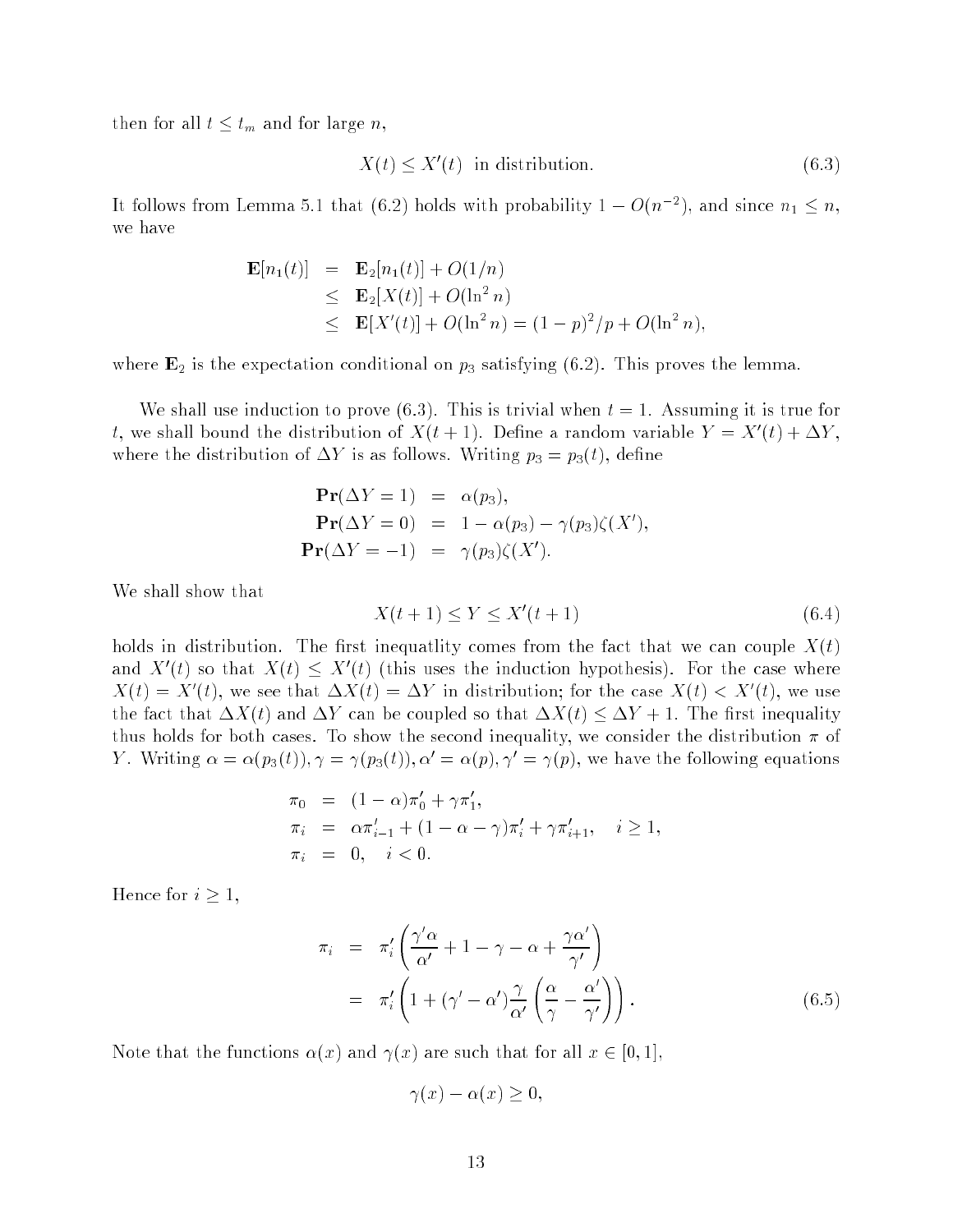then for all $t \le t_m$ and for large $n$,

$$X(t) \le X'(t) \text{ in distribution.} \tag{6.3}$$

It follows from Lemma 5.1 that (6.2) holds with probability $1 - O(n^{-2})$, and since $n_1 \le n$, we have

$$\begin{aligned}
\mathbf{E}[n_1(t)] &= \mathbf{E}_2[n_1(t)] + O(1/n) \\
&\le \mathbf{E}_2[X(t)] + O(\ln^2 n) \\
&\le \mathbf{E}[X'(t)] + O(\ln^2 n) = (1-p)^2/p + O(\ln^2 n),
\end{aligned}$$

where $\mathbf{E}_2$ is the expectation conditional on $p_3$ satisfying (6.2). This proves the lemma.

We shall use induction to prove (6.3). This is trivial when $t = 1$. Assuming it is true for $t$, we shall bound the distribution of $X(t+1)$. Define a random variable $Y = X'(t) + \Delta Y$, where the distribution of $\Delta Y$ is as follows. Writing $p_3 = p_3(t)$, define

$$\begin{aligned}
\mathbf{Pr}(\Delta Y = 1) &= \alpha(p_3), \\
\mathbf{Pr}(\Delta Y = 0) &= 1 - \alpha(p_3) - \gamma(p_3)\zeta(X'), \\
\mathbf{Pr}(\Delta Y = -1) &= \gamma(p_3)\zeta(X').
\end{aligned}$$

We shall show that

$$X(t+1) \le Y \le X'(t+1) \tag{6.4}$$

holds in distribution. The first inequatlity comes from the fact that we can couple $X(t)$ and $X'(t)$ so that $X(t) \le X'(t)$ (this uses the induction hypothesis). For the case where $X(t) = X'(t)$, we see that $\Delta X(t) = \Delta Y$ in distribution; for the case $X(t) < X'(t)$, we use the fact that $\Delta X(t)$ and $\Delta Y$ can be coupled so that $\Delta X(t) \le \Delta Y + 1$. The first inequality thus holds for both cases. To show the second inequality, we consider the distribution $\pi$ of $Y$. Writing $\alpha = \alpha(p_3(t)), \gamma = \gamma(p_3(t)), \alpha' = \alpha(p), \gamma' = \gamma(p)$, we have the following equations

$$\begin{aligned}
\pi_0 &= (1-\alpha)\pi'_0 + \gamma\pi'_1, \\
\pi_i &= \alpha\pi'_{i-1} + (1 - \alpha - \gamma)\pi'_i + \gamma\pi'_{i+1}, \quad i \ge 1, \\
\pi_i &= 0, \quad i < 0.
\end{aligned}$$

Hence for $i \ge 1$,

$$\begin{aligned}
\pi_i &= \pi'_i \left( \frac{\gamma'\alpha}{\alpha'} + 1 - \gamma - \alpha + \frac{\gamma\alpha'}{\gamma'} \right) \\
&= \pi'_i \left( 1 + (\gamma' - \alpha')\frac{\gamma}{\alpha'} \left( \frac{\alpha}{\gamma} - \frac{\alpha'}{\gamma'} \right) \right).
\end{aligned} \tag{6.5}$$

Note that the functions $\alpha(x)$ and $\gamma(x)$ are such that for all $x \in [0,1]$,

$$\gamma(x) - \alpha(x) \ge 0,$$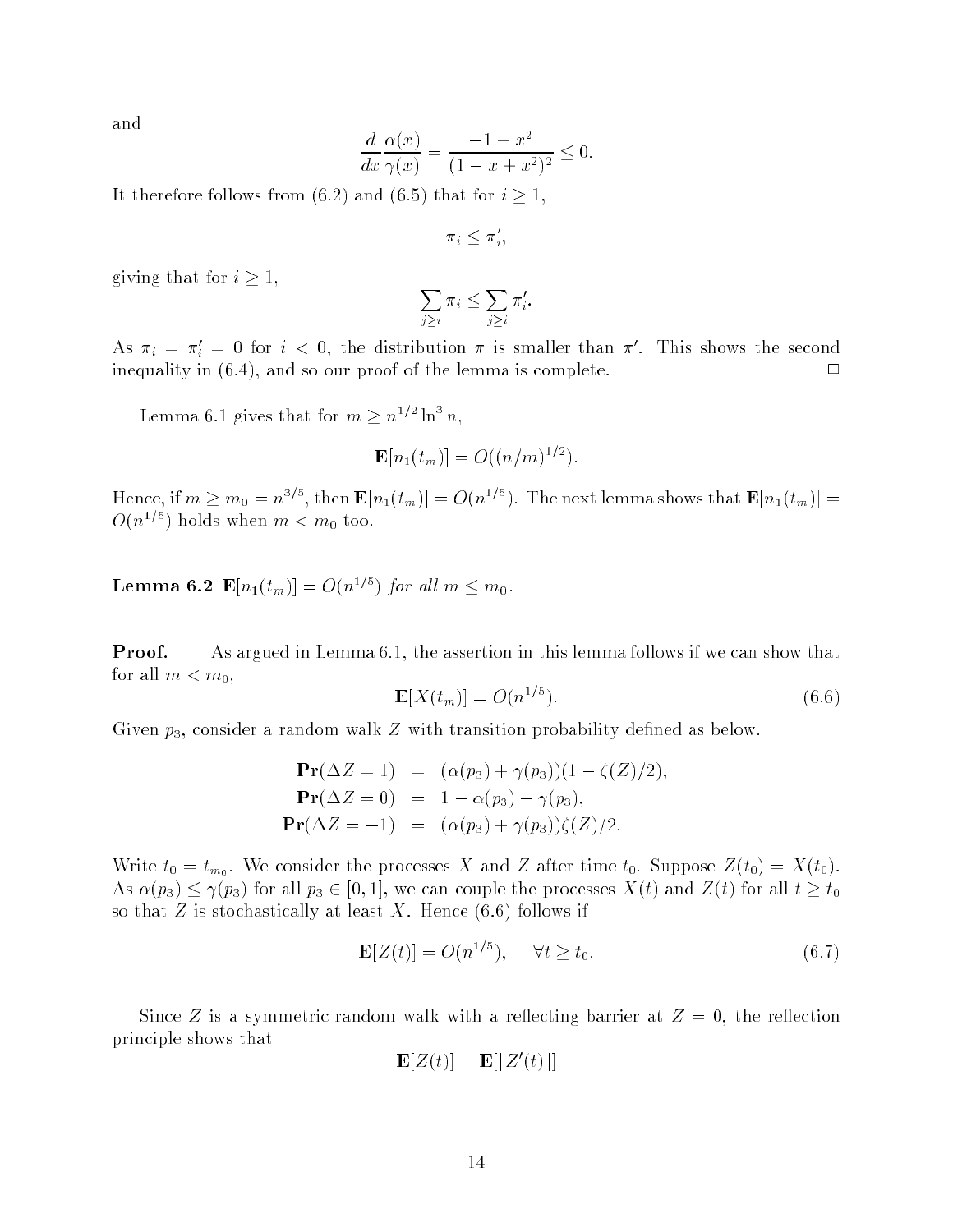and

$$\frac{d}{dx}\frac{\alpha(x)}{\gamma(x)} = \frac{-1+x^2}{(1-x+x^2)^2} \leq 0.$$

It therefore follows from (6.2) and (6.5) that for $i \geq 1$,

$$\pi_i \leq \pi_i',$$

giving that for $i \geq 1$,

$$\sum_{j \geq i} \pi_i \leq \sum_{j \geq i} \pi_i'.$$

As $\pi_i = \pi_i' = 0$ for $i < 0$, the distribution $\pi$ is smaller than $\pi'$. This shows the second inequality in (6.4), and so our proof of the lemma is complete. □

Lemma 6.1 gives that for $m \geq n^{1/2} \ln^3 n$,

$$\mathbf{E}[n_1(t_m)] = O((n/m)^{1/2}).$$

Hence, if $m \geq m_0 = n^{3/5}$, then $\mathbf{E}[n_1(t_m)] = O(n^{1/5})$. The next lemma shows that $\mathbf{E}[n_1(t_m)] = O(n^{1/5})$ holds when $m < m_0$ too.

**Lemma 6.2** *$\mathbf{E}[n_1(t_m)] = O(n^{1/5})$ for all $m \leq m_0$.*

**Proof.** As argued in Lemma 6.1, the assertion in this lemma follows if we can show that for all $m < m_0$,

$$\mathbf{E}[X(t_m)] = O(n^{1/5}). \tag{6.6}$$

Given $p_3$, consider a random walk $Z$ with transition probability defined as below.

$$\begin{aligned}
\mathbf{Pr}(\Delta Z = 1) &= (\alpha(p_3) + \gamma(p_3))(1 - \zeta(Z)/2), \\
\mathbf{Pr}(\Delta Z = 0) &= 1 - \alpha(p_3) - \gamma(p_3), \\
\mathbf{Pr}(\Delta Z = -1) &= (\alpha(p_3) + \gamma(p_3))\zeta(Z)/2.
\end{aligned}$$

Write $t_0 = t_{m_0}$. We consider the processes $X$ and $Z$ after time $t_0$. Suppose $Z(t_0) = X(t_0)$. As $\alpha(p_3) \leq \gamma(p_3)$ for all $p_3 \in [0, 1]$, we can couple the processes $X(t)$ and $Z(t)$ for all $t \geq t_0$ so that $Z$ is stochastically at least $X$. Hence (6.6) follows if

$$\mathbf{E}[Z(t)] = O(n^{1/5}), \quad \forall t \geq t_0. \tag{6.7}$$

Since $Z$ is a symmetric random walk with a reflecting barrier at $Z = 0$, the reflection principle shows that

$$\mathbf{E}[Z(t)] = \mathbf{E}[|\, Z'(t)\, |]$$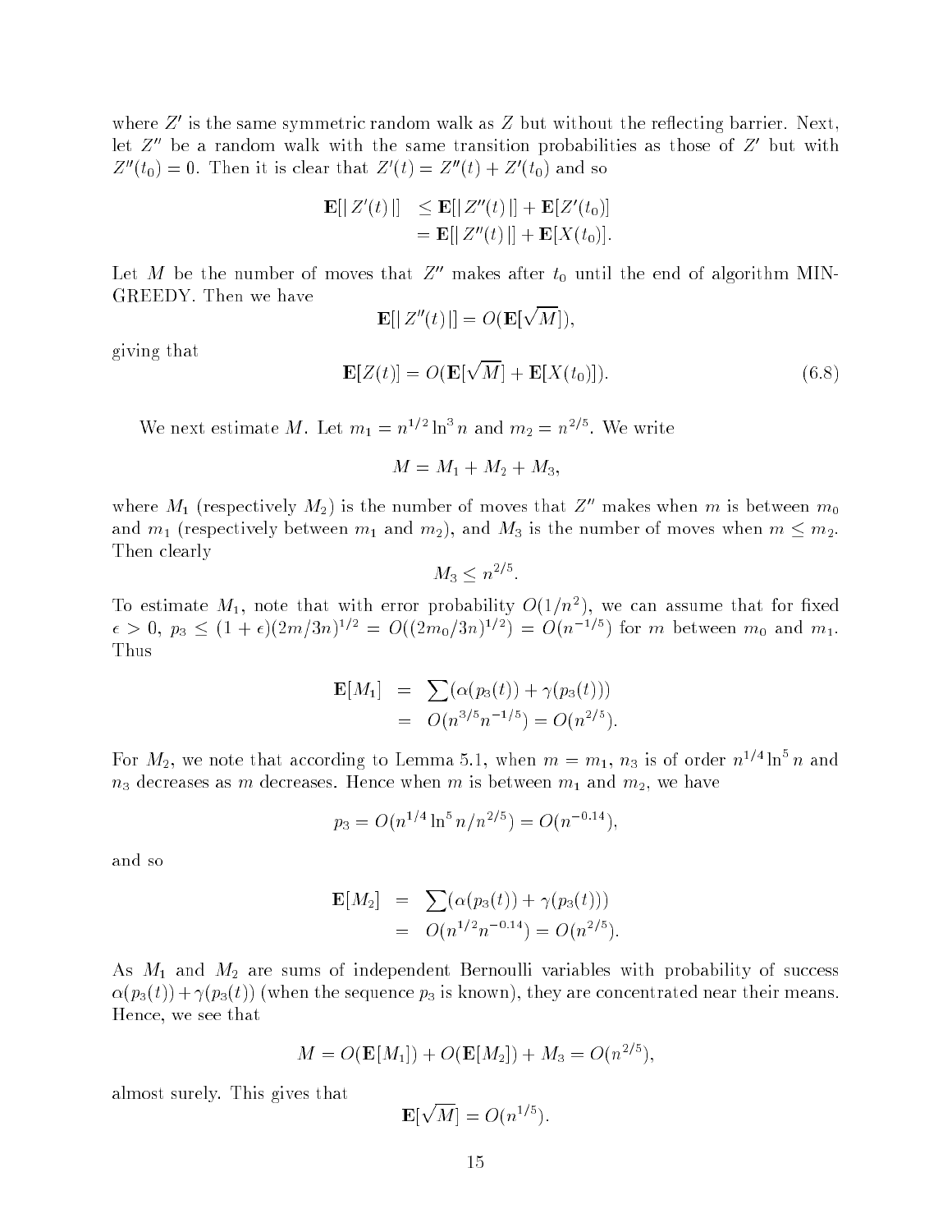where $Z'$ is the same symmetric random walk as $Z$ but without the reflecting barrier. Next, let $Z''$ be a random walk with the same transition probabilities as those of $Z'$ but with $Z''(t_0) = 0$. Then it is clear that $Z'(t) = Z''(t) + Z'(t_0)$ and so

$$
\begin{aligned}
\mathbf{E}[|\, Z'(t)\,|] &\leq \mathbf{E}[|\, Z''(t)\,|] + \mathbf{E}[Z'(t_0)] \\
&= \mathbf{E}[|\, Z''(t)\,|] + \mathbf{E}[X(t_0)].
\end{aligned}
$$

Let $M$ be the number of moves that $Z''$ makes after $t_0$ until the end of algorithm MIN-GREEDY. Then we have

$$
\mathbf{E}[|\, Z''(t)\,|] = O(\mathbf{E}[\sqrt{M}]),
$$

giving that

$$
\mathbf{E}[Z(t)] = O(\mathbf{E}[\sqrt{M}] + \mathbf{E}[X(t_0)]). \tag{6.8}
$$

We next estimate $M$. Let $m_1 = n^{1/2}\ln^3 n$ and $m_2 = n^{2/5}$. We write

$$
M = M_1 + M_2 + M_3,
$$

where $M_1$ (respectively $M_2$) is the number of moves that $Z''$ makes when $m$ is between $m_0$ and $m_1$ (respectively between $m_1$ and $m_2$), and $M_3$ is the number of moves when $m \leq m_2$. Then clearly

$$
M_3 \leq n^{2/5}.
$$

To estimate $M_1$, note that with error probability $O(1/n^2)$, we can assume that for fixed $\epsilon > 0$, $p_3 \leq (1+\epsilon)(2m/3n)^{1/2} = O((2m_0/3n)^{1/2}) = O(n^{-1/5})$ for $m$ between $m_0$ and $m_1$. Thus

$$
\begin{aligned}
\mathbf{E}[M_1] &= \sum(\alpha(p_3(t)) + \gamma(p_3(t))) \\
&= O(n^{3/5}n^{-1/5}) = O(n^{2/5}).
\end{aligned}
$$

For $M_2$, we note that according to Lemma 5.1, when $m = m_1$, $n_3$ is of order $n^{1/4}\ln^5 n$ and $n_3$ decreases as $m$ decreases. Hence when $m$ is between $m_1$ and $m_2$, we have

$$
p_3 = O(n^{1/4}\ln^5 n/n^{2/5}) = O(n^{-0.14}),
$$

and so

$$
\begin{aligned}
\mathbf{E}[M_2] &= \sum(\alpha(p_3(t)) + \gamma(p_3(t))) \\
&= O(n^{1/2}n^{-0.14}) = O(n^{2/5}).
\end{aligned}
$$

As $M_1$ and $M_2$ are sums of independent Bernoulli variables with probability of success $\alpha(p_3(t)) + \gamma(p_3(t))$ (when the sequence $p_3$ is known), they are concentrated near their means. Hence, we see that

$$
M = O(\mathbf{E}[M_1]) + O(\mathbf{E}[M_2]) + M_3 = O(n^{2/5}),
$$

almost surely. This gives that

$$
\mathbf{E}[\sqrt{M}] = O(n^{1/5}).
$$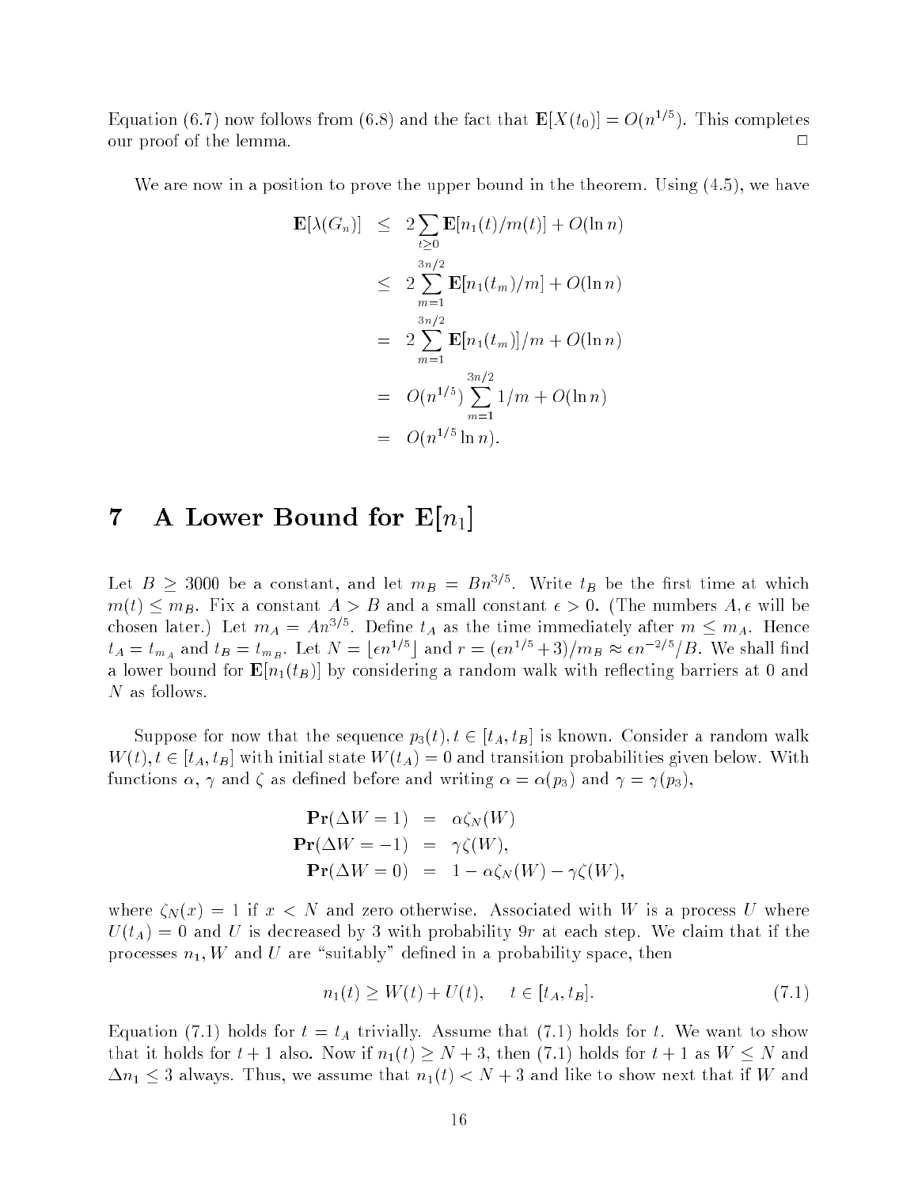Equation (6.7) now follows from (6.8) and the fact that $\mathbf{E}[X(t_0)] = O(n^{1/5})$. This completes our proof of the lemma. □

We are now in a position to prove the upper bound in the theorem. Using (4.5), we have

$$
\begin{aligned}
\mathbf{E}[\lambda(G_n)] &\leq 2\sum_{t\geq 0}\mathbf{E}[n_1(t)/m(t)] + O(\ln n) \\
&\leq 2\sum_{m=1}^{3n/2}\mathbf{E}[n_1(t_m)/m] + O(\ln n) \\
&= 2\sum_{m=1}^{3n/2}\mathbf{E}[n_1(t_m)]/m + O(\ln n) \\
&= O(n^{1/5})\sum_{m=1}^{3n/2} 1/m + O(\ln n) \\
&= O(n^{1/5}\ln n).
\end{aligned}
$$

# 7 A Lower Bound for $\mathbf{E}[n_1]$

Let $B \geq 3000$ be a constant, and let $m_B = Bn^{3/5}$. Write $t_B$ be the first time at which $m(t) \leq m_B$. Fix a constant $A > B$ and a small constant $\epsilon > 0$. (The numbers $A, \epsilon$ will be chosen later.) Let $m_A = An^{3/5}$. Define $t_A$ as the time immediately after $m \leq m_A$. Hence $t_A = t_{m_A}$ and $t_B = t_{m_B}$. Let $N = \lfloor \epsilon n^{1/5} \rfloor$ and $r = (\epsilon n^{1/5} + 3)/m_B \approx \epsilon n^{-2/5}/B$. We shall find a lower bound for $\mathbf{E}[n_1(t_B)]$ by considering a random walk with reflecting barriers at 0 and $N$ as follows.

Suppose for now that the sequence $p_3(t), t \in [t_A, t_B]$ is known. Consider a random walk $W(t), t \in [t_A, t_B]$ with initial state $W(t_A) = 0$ and transition probabilities given below. With functions $\alpha$, $\gamma$ and $\zeta$ as defined before and writing $\alpha = \alpha(p_3)$ and $\gamma = \gamma(p_3)$,

$$
\begin{aligned}
\mathbf{Pr}(\Delta W = 1) &= \alpha\zeta_N(W) \\
\mathbf{Pr}(\Delta W = -1) &= \gamma\zeta(W), \\
\mathbf{Pr}(\Delta W = 0) &= 1 - \alpha\zeta_N(W) - \gamma\zeta(W),
\end{aligned}
$$

where $\zeta_N(x) = 1$ if $x < N$ and zero otherwise. Associated with $W$ is a process $U$ where $U(t_A) = 0$ and $U$ is decreased by 3 with probability $9r$ at each step. We claim that if the processes $n_1$, $W$ and $U$ are "suitably" defined in a probability space, then

$$n_1(t) \geq W(t) + U(t), \qquad t \in [t_A, t_B]. \tag{7.1}$$

Equation (7.1) holds for $t = t_A$ trivially. Assume that (7.1) holds for $t$. We want to show that it holds for $t+1$ also. Now if $n_1(t) \geq N + 3$, then (7.1) holds for $t+1$ as $W \leq N$ and $\Delta n_1 \leq 3$ always. Thus, we assume that $n_1(t) < N + 3$ and like to show next that if $W$ and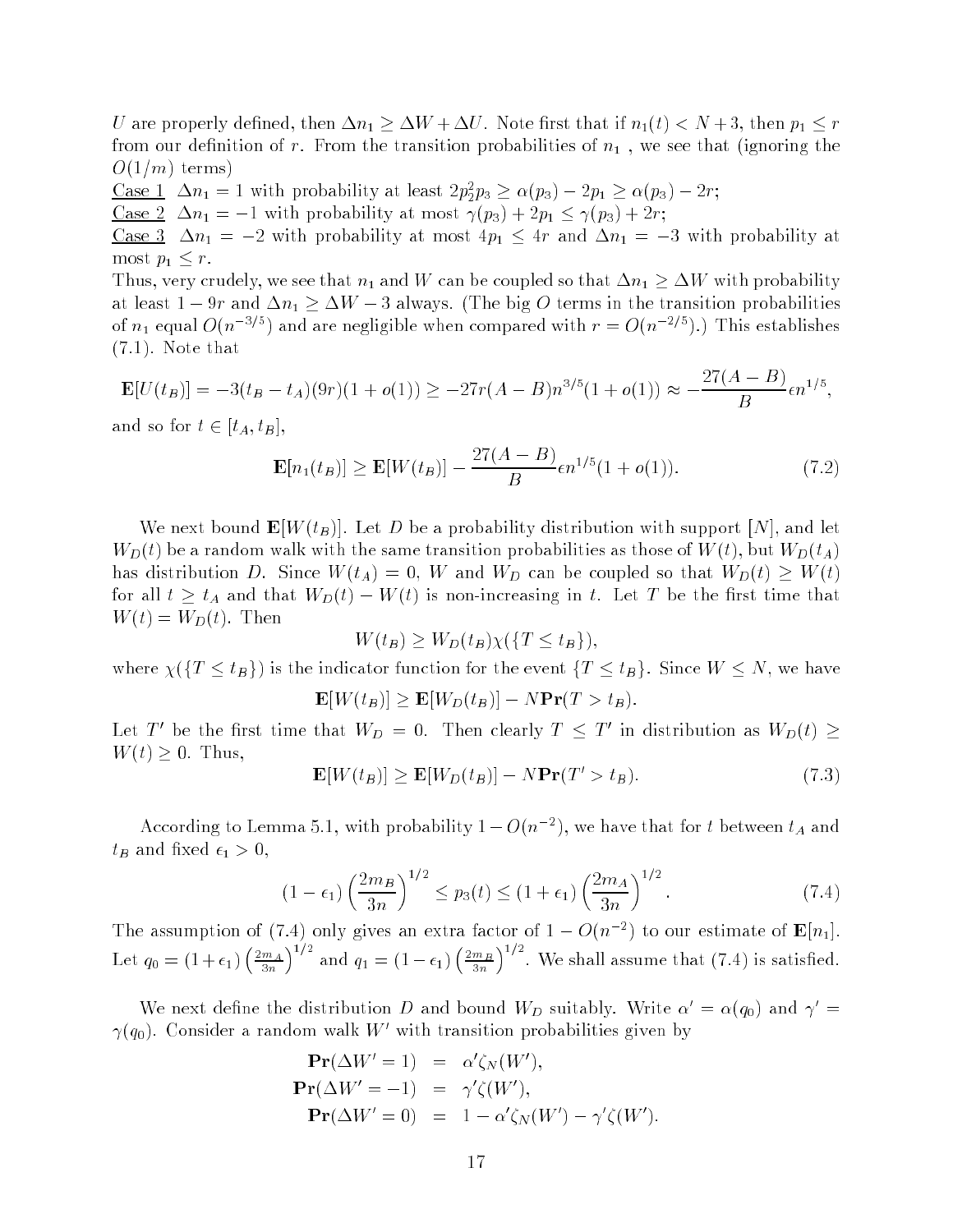$U$ are properly defined, then $\Delta n_1 \geq \Delta W + \Delta U$. Note first that if $n_1(t) < N+3$, then $p_1 \leq r$ from our definition of $r$. From the transition probabilities of $n_1$ , we see that (ignoring the $O(1/m)$ terms)

Case 1 $\Delta n_1 = 1$ with probability at least $2p_2^2 p_3 \geq \alpha(p_3) - 2p_1 \geq \alpha(p_3) - 2r$;

Case 2 $\Delta n_1 = -1$ with probability at most $\gamma(p_3) + 2p_1 \leq \gamma(p_3) + 2r$;

Case 3 $\Delta n_1 = -2$ with probability at most $4p_1 \leq 4r$ and $\Delta n_1 = -3$ with probability at most $p_1 \leq r$.

Thus, very crudely, we see that $n_1$ and $W$ can be coupled so that $\Delta n_1 \geq \Delta W$ with probability at least $1 - 9r$ and $\Delta n_1 \geq \Delta W - 3$ always. (The big $O$ terms in the transition probabilities of $n_1$ equal $O(n^{-3/5})$ and are negligible when compared with $r = O(n^{-2/5})$.) This establishes (7.1). Note that

$$\mathbf{E}[U(t_B)] = -3(t_B - t_A)(9r)(1+o(1)) \geq -27r(A-B)n^{3/5}(1+o(1)) \approx -\frac{27(A-B)}{B}\epsilon n^{1/5},$$

and so for $t \in [t_A, t_B]$,

$$\mathbf{E}[n_1(t_B)] \geq \mathbf{E}[W(t_B)] - \frac{27(A-B)}{B}\epsilon n^{1/5}(1+o(1)). \tag{7.2}$$

We next bound $\mathbf{E}[W(t_B)]$. Let $D$ be a probability distribution with support $[N]$, and let $W_D(t)$ be a random walk with the same transition probabilities as those of $W(t)$, but $W_D(t_A)$ has distribution $D$. Since $W(t_A) = 0$, $W$ and $W_D$ can be coupled so that $W_D(t) \geq W(t)$ for all $t \geq t_A$ and that $W_D(t) - W(t)$ is non-increasing in $t$. Let $T$ be the first time that $W(t) = W_D(t)$. Then

$$W(t_B) \geq W_D(t_B)\chi(\{T \leq t_B\}),$$

where $\chi(\{T \leq t_B\})$ is the indicator function for the event $\{T \leq t_B\}$. Since $W \leq N$, we have

$$\mathbf{E}[W(t_B)] \geq \mathbf{E}[W_D(t_B)] - N\mathbf{Pr}(T > t_B).$$

Let $T'$ be the first time that $W_D = 0$. Then clearly $T \leq T'$ in distribution as $W_D(t) \geq W(t) \geq 0$. Thus,

$$\mathbf{E}[W(t_B)] \geq \mathbf{E}[W_D(t_B)] - N\mathbf{Pr}(T' > t_B). \tag{7.3}$$

According to Lemma 5.1, with probability $1 - O(n^{-2})$, we have that for $t$ between $t_A$ and $t_B$ and fixed $\epsilon_1 > 0$,

$$(1-\epsilon_1)\left(\frac{2m_B}{3n}\right)^{1/2} \leq p_3(t) \leq (1+\epsilon_1)\left(\frac{2m_A}{3n}\right)^{1/2}. \tag{7.4}$$

The assumption of (7.4) only gives an extra factor of $1 - O(n^{-2})$ to our estimate of $\mathbf{E}[n_1]$. Let $q_0 = (1+\epsilon_1)\left(\frac{2m_A}{3n}\right)^{1/2}$ and $q_1 = (1-\epsilon_1)\left(\frac{2m_B}{3n}\right)^{1/2}$. We shall assume that (7.4) is satisfied.

We next define the distribution $D$ and bound $W_D$ suitably. Write $\alpha' = \alpha(q_0)$ and $\gamma' = \gamma(q_0)$. Consider a random walk $W'$ with transition probabilities given by

$$\begin{aligned}
\mathbf{Pr}(\Delta W' = 1) &= \alpha'\zeta_N(W'), \\
\mathbf{Pr}(\Delta W' = -1) &= \gamma'\zeta(W'), \\
\mathbf{Pr}(\Delta W' = 0) &= 1 - \alpha'\zeta_N(W') - \gamma'\zeta(W').
\end{aligned}$$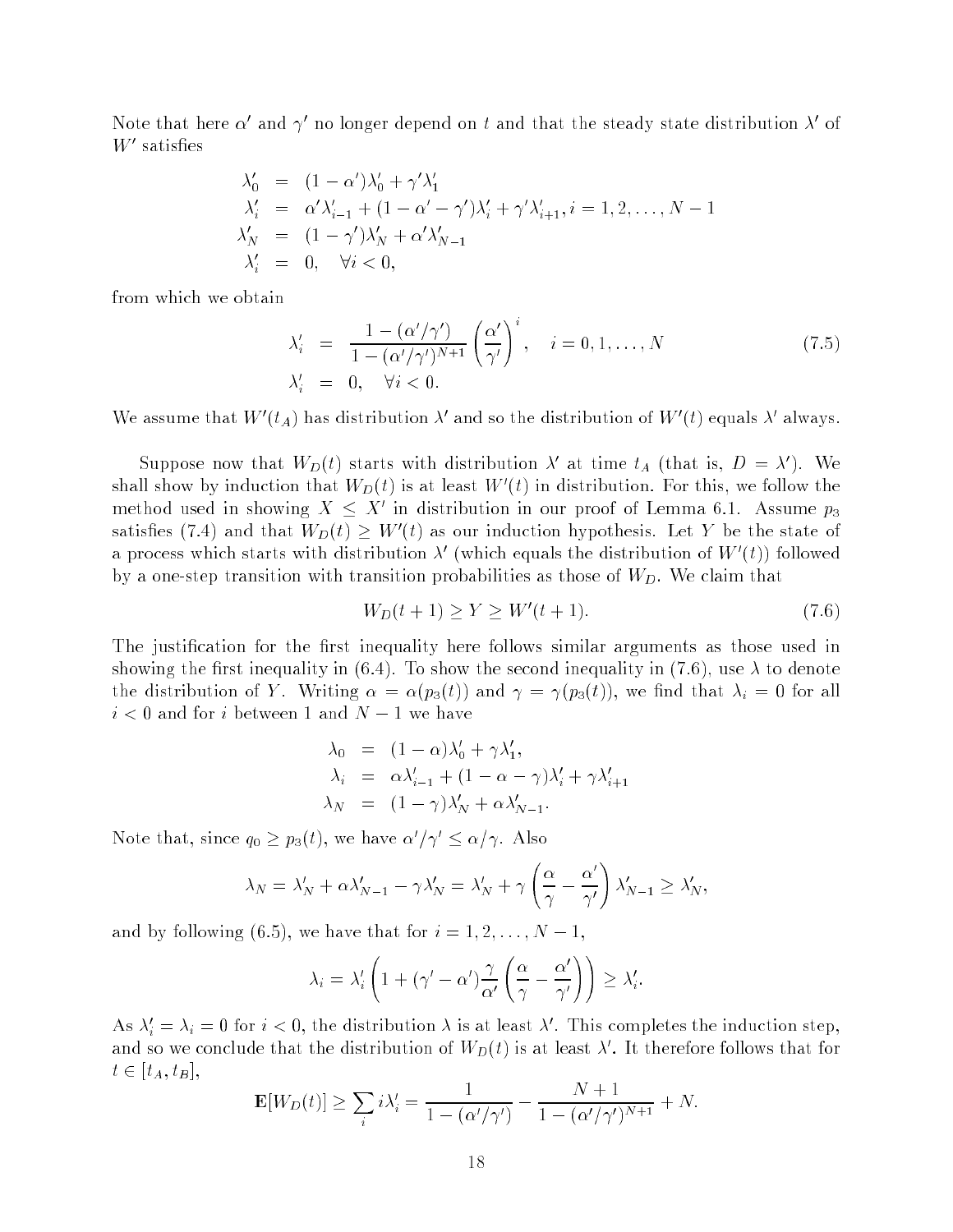Note that here $\alpha'$ and $\gamma'$ no longer depend on $t$ and that the steady state distribution $\lambda'$ of $W'$ satisfies

$$
\begin{aligned}
\lambda'_0 &= (1-\alpha')\lambda'_0 + \gamma'\lambda'_1 \\
\lambda'_i &= \alpha'\lambda'_{i-1} + (1-\alpha'-\gamma')\lambda'_i + \gamma'\lambda'_{i+1}, i = 1, 2, \ldots, N-1 \\
\lambda'_N &= (1-\gamma')\lambda'_N + \alpha'\lambda'_{N-1} \\
\lambda'_i &= 0, \quad \forall i < 0,
\end{aligned}
$$

from which we obtain

$$
\begin{aligned}
\lambda'_i &= \frac{1-(\alpha'/\gamma')}{1-(\alpha'/\gamma')^{N+1}} \left(\frac{\alpha'}{\gamma'}\right)^i, \quad i = 0, 1, \ldots, N \\
\lambda'_i &= 0, \quad \forall i < 0.
\end{aligned}
\tag{7.5}
$$

We assume that $W'(t_A)$ has distribution $\lambda'$ and so the distribution of $W'(t)$ equals $\lambda'$ always.

Suppose now that $W_D(t)$ starts with distribution $\lambda'$ at time $t_A$ (that is, $D = \lambda'$). We shall show by induction that $W_D(t)$ is at least $W'(t)$ in distribution. For this, we follow the method used in showing $X \leq X'$ in distribution in our proof of Lemma 6.1. Assume $p_3$ satisfies (7.4) and that $W_D(t) \geq W'(t)$ as our induction hypothesis. Let $Y$ be the state of a process which starts with distribution $\lambda'$ (which equals the distribution of $W'(t)$) followed by a one-step transition with transition probabilities as those of $W_D$. We claim that

$$
W_D(t+1) \geq Y \geq W'(t+1). \tag{7.6}
$$

The justification for the first inequality here follows similar arguments as those used in showing the first inequality in (6.4). To show the second inequality in (7.6), use $\lambda$ to denote the distribution of $Y$. Writing $\alpha = \alpha(p_3(t))$ and $\gamma = \gamma(p_3(t))$, we find that $\lambda_i = 0$ for all $i < 0$ and for $i$ between 1 and $N-1$ we have

$$
\begin{aligned}
\lambda_0 &= (1-\alpha)\lambda'_0 + \gamma\lambda'_1, \\
\lambda_i &= \alpha\lambda'_{i-1} + (1-\alpha-\gamma)\lambda'_i + \gamma\lambda'_{i+1} \\
\lambda_N &= (1-\gamma)\lambda'_N + \alpha\lambda'_{N-1}.
\end{aligned}
$$

Note that, since $q_0 \geq p_3(t)$, we have $\alpha'/\gamma' \leq \alpha/\gamma$. Also

$$
\lambda_N = \lambda'_N + \alpha\lambda'_{N-1} - \gamma\lambda'_N = \lambda'_N + \gamma\left(\frac{\alpha}{\gamma} - \frac{\alpha'}{\gamma'}\right)\lambda'_{N-1} \geq \lambda'_N,
$$

and by following (6.5), we have that for $i = 1, 2, \ldots, N-1$,

$$
\lambda_i = \lambda'_i\left(1 + (\gamma'-\alpha')\frac{\gamma}{\alpha'}\left(\frac{\alpha}{\gamma} - \frac{\alpha'}{\gamma'}\right)\right) \geq \lambda'_i.
$$

As $\lambda'_i = \lambda_i = 0$ for $i < 0$, the distribution $\lambda$ is at least $\lambda'$. This completes the induction step, and so we conclude that the distribution of $W_D(t)$ is at least $\lambda'$. It therefore follows that for $t \in [t_A, t_B]$,

$$
\mathbf{E}[W_D(t)] \geq \sum_i i\lambda'_i = \frac{1}{1-(\alpha'/\gamma')} - \frac{N+1}{1-(\alpha'/\gamma')^{N+1}} + N.
$$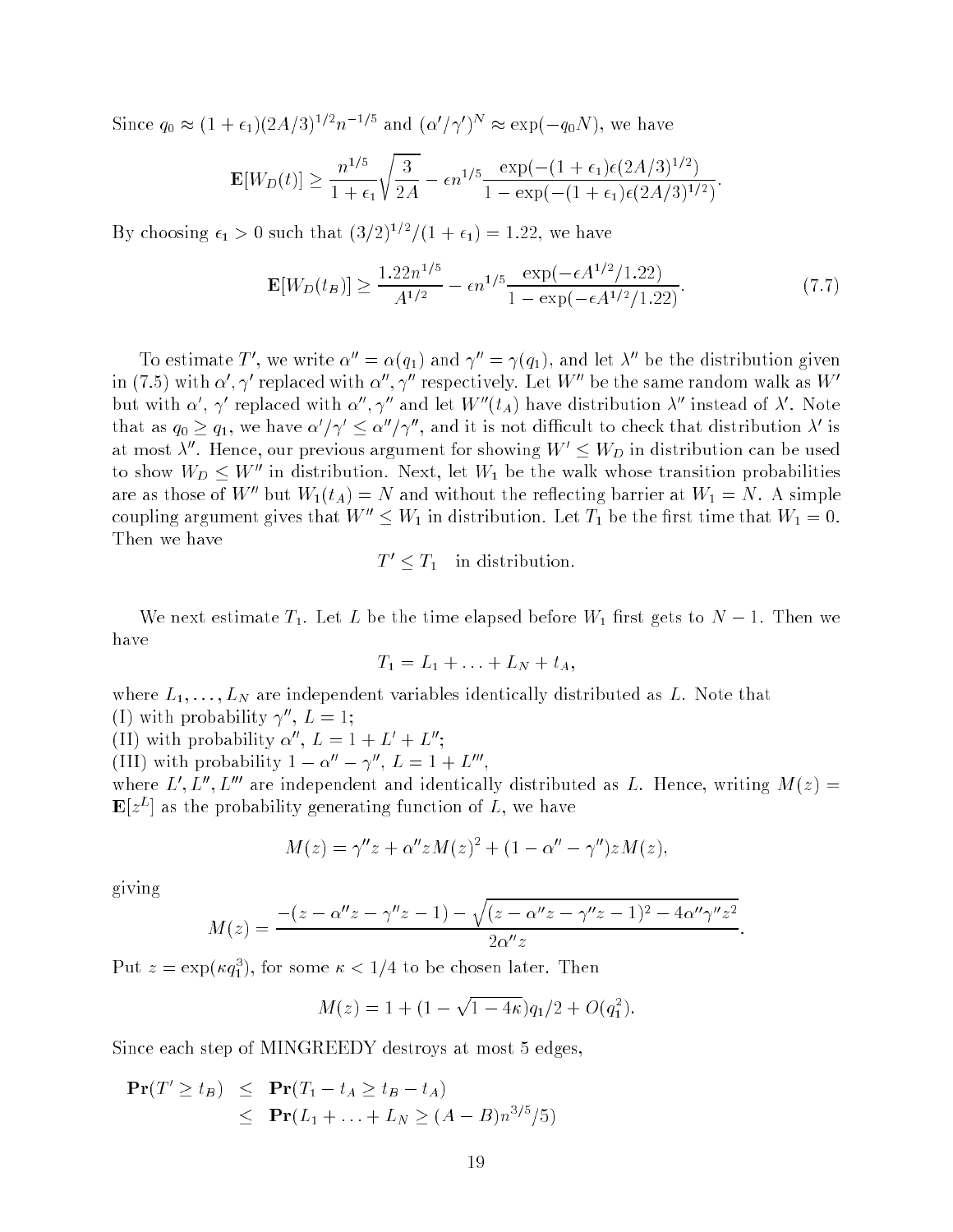Since $q_0 \approx (1+\epsilon_1)(2A/3)^{1/2}n^{-1/5}$ and $(\alpha'/\gamma')^N \approx \exp(-q_0 N)$, we have

$$\mathbf{E}[W_D(t)] \geq \frac{n^{1/5}}{1+\epsilon_1}\sqrt{\frac{3}{2A}} - \epsilon n^{1/5}\frac{\exp(-(1+\epsilon_1)\epsilon(2A/3)^{1/2})}{1-\exp(-(1+\epsilon_1)\epsilon(2A/3)^{1/2})}.$$

By choosing $\epsilon_1 > 0$ such that $(3/2)^{1/2}/(1+\epsilon_1) = 1.22$, we have

$$\mathbf{E}[W_D(t_B)] \geq \frac{1.22 n^{1/5}}{A^{1/2}} - \epsilon n^{1/5}\frac{\exp(-\epsilon A^{1/2}/1.22)}{1-\exp(-\epsilon A^{1/2}/1.22)}. \tag{7.7}$$

To estimate $T'$, we write $\alpha'' = \alpha(q_1)$ and $\gamma'' = \gamma(q_1)$, and let $\lambda''$ be the distribution given in (7.5) with $\alpha', \gamma'$ replaced with $\alpha'', \gamma''$ respectively. Let $W''$ be the same random walk as $W'$ but with $\alpha'$, $\gamma'$ replaced with $\alpha'', \gamma''$ and let $W''(t_A)$ have distribution $\lambda''$ instead of $\lambda'$. Note that as $q_0 \geq q_1$, we have $\alpha'/\gamma' \leq \alpha''/\gamma''$, and it is not difficult to check that distribution $\lambda'$ is at most $\lambda''$. Hence, our previous argument for showing $W' \leq W_D$ in distribution can be used to show $W_D \leq W''$ in distribution. Next, let $W_1$ be the walk whose transition probabilities are as those of $W''$ but $W_1(t_A) = N$ and without the reflecting barrier at $W_1 = N$. A simple coupling argument gives that $W'' \leq W_1$ in distribution. Let $T_1$ be the first time that $W_1 = 0$. Then we have

$$T' \leq T_1 \quad \text{in distribution.}$$

We next estimate $T_1$. Let $L$ be the time elapsed before $W_1$ first gets to $N-1$. Then we have

$$T_1 = L_1 + \ldots + L_N + t_A,$$

where $L_1, \ldots, L_N$ are independent variables identically distributed as $L$. Note that
(I) with probability $\gamma''$, $L = 1$;
(II) with probability $\alpha''$, $L = 1 + L' + L''$;
(III) with probability $1 - \alpha'' - \gamma''$, $L = 1 + L'''$,
where $L', L'', L'''$ are independent and identically distributed as $L$. Hence, writing $M(z) = \mathbf{E}[z^L]$ as the probability generating function of $L$, we have

$$M(z) = \gamma'' z + \alpha'' z M(z)^2 + (1 - \alpha'' - \gamma'')zM(z),$$

giving

$$M(z) = \frac{-(z - \alpha'' z - \gamma'' z - 1) - \sqrt{(z - \alpha'' z - \gamma'' z - 1)^2 - 4\alpha''\gamma'' z^2}}{2\alpha'' z}.$$

Put $z = \exp(\kappa q_1^3)$, for some $\kappa < 1/4$ to be chosen later. Then

$$M(z) = 1 + (1 - \sqrt{1 - 4\kappa})q_1/2 + O(q_1^2).$$

Since each step of MINGREEDY destroys at most 5 edges,

$$\begin{aligned}
\mathbf{Pr}(T' \geq t_B) &\leq \mathbf{Pr}(T_1 - t_A \geq t_B - t_A) \\
&\leq \mathbf{Pr}(L_1 + \ldots + L_N \geq (A - B)n^{3/5}/5)
\end{aligned}$$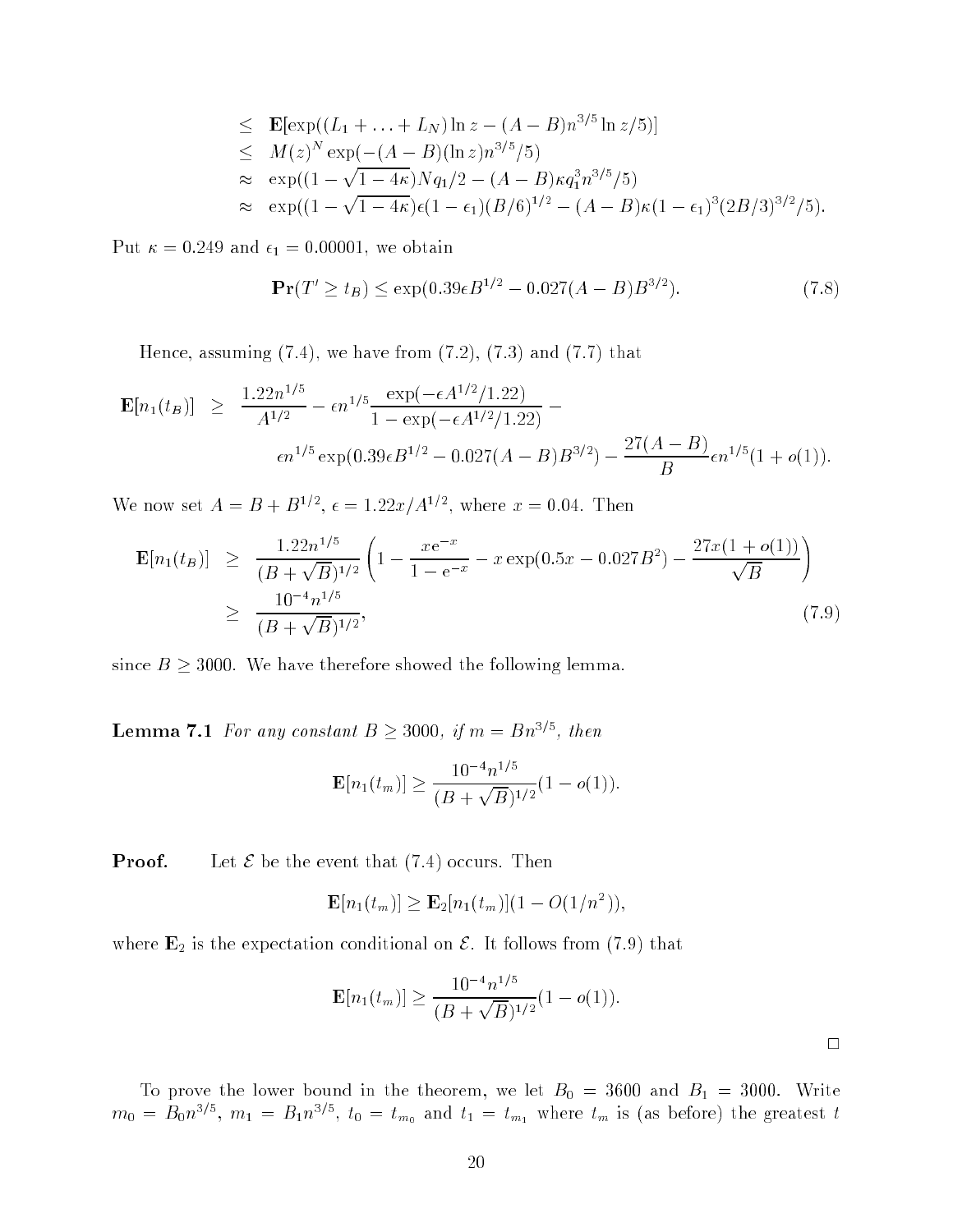$$
\begin{aligned}
&\le \mathbf{E}[\exp((L_1 + \ldots + L_N)\ln z - (A-B)n^{3/5}\ln z/5)] \\
&\le M(z)^N \exp(-(A-B)(\ln z)n^{3/5}/5) \\
&\approx \exp((1-\sqrt{1-4\kappa})Nq_1/2 - (A-B)\kappa q_1^3 n^{3/5}/5) \\
&\approx \exp((1-\sqrt{1-4\kappa})\epsilon(1-\epsilon_1)(B/6)^{1/2} - (A-B)\kappa(1-\epsilon_1)^3(2B/3)^{3/2}/5).
\end{aligned}
$$

Put $\kappa = 0.249$ and $\epsilon_1 = 0.00001$, we obtain

$$
\mathbf{Pr}(T' \ge t_B) \le \exp(0.39\epsilon B^{1/2} - 0.027(A-B)B^{3/2}). \tag{7.8}
$$

Hence, assuming (7.4), we have from (7.2), (7.3) and (7.7) that

$$
\begin{aligned}
\mathbf{E}[n_1(t_B)] \ \ge\ & \frac{1.22n^{1/5}}{A^{1/2}} - \epsilon n^{1/5}\frac{\exp(-\epsilon A^{1/2}/1.22)}{1-\exp(-\epsilon A^{1/2}/1.22)} - \\
& \epsilon n^{1/5}\exp(0.39\epsilon B^{1/2} - 0.027(A-B)B^{3/2}) - \frac{27(A-B)}{B}\epsilon n^{1/5}(1+o(1)).
\end{aligned}
$$

We now set $A = B + B^{1/2}$, $\epsilon = 1.22x/A^{1/2}$, where $x = 0.04$. Then

$$
\begin{aligned}
\mathbf{E}[n_1(t_B)] \ &\ge\ \frac{1.22n^{1/5}}{(B+\sqrt{B})^{1/2}}\left(1 - \frac{x\mathrm{e}^{-x}}{1-\mathrm{e}^{-x}} - x\exp(0.5x - 0.027B^2) - \frac{27x(1+o(1))}{\sqrt{B}}\right) \\
&\ge\ \frac{10^{-4}n^{1/5}}{(B+\sqrt{B})^{1/2}},
\end{aligned} \tag{7.9}
$$

since $B \ge 3000$. We have therefore showed the following lemma.

**Lemma 7.1** *For any constant $B \ge 3000$, if $m = Bn^{3/5}$, then*

$$
\mathbf{E}[n_1(t_m)] \ge \frac{10^{-4}n^{1/5}}{(B+\sqrt{B})^{1/2}}(1-o(1)).
$$

**Proof.** Let $\mathcal{E}$ be the event that (7.4) occurs. Then

$$
\mathbf{E}[n_1(t_m)] \ge \mathbf{E}_2[n_1(t_m)](1 - O(1/n^2)),
$$

where $\mathbf{E}_2$ is the expectation conditional on $\mathcal{E}$. It follows from (7.9) that

$$
\mathbf{E}[n_1(t_m)] \ge \frac{10^{-4}n^{1/5}}{(B+\sqrt{B})^{1/2}}(1-o(1)).
$$

□

To prove the lower bound in the theorem, we let $B_0 = 3600$ and $B_1 = 3000$. Write $m_0 = B_0 n^{3/5}$, $m_1 = B_1 n^{3/5}$, $t_0 = t_{m_0}$ and $t_1 = t_{m_1}$ where $t_m$ is (as before) the greatest $t$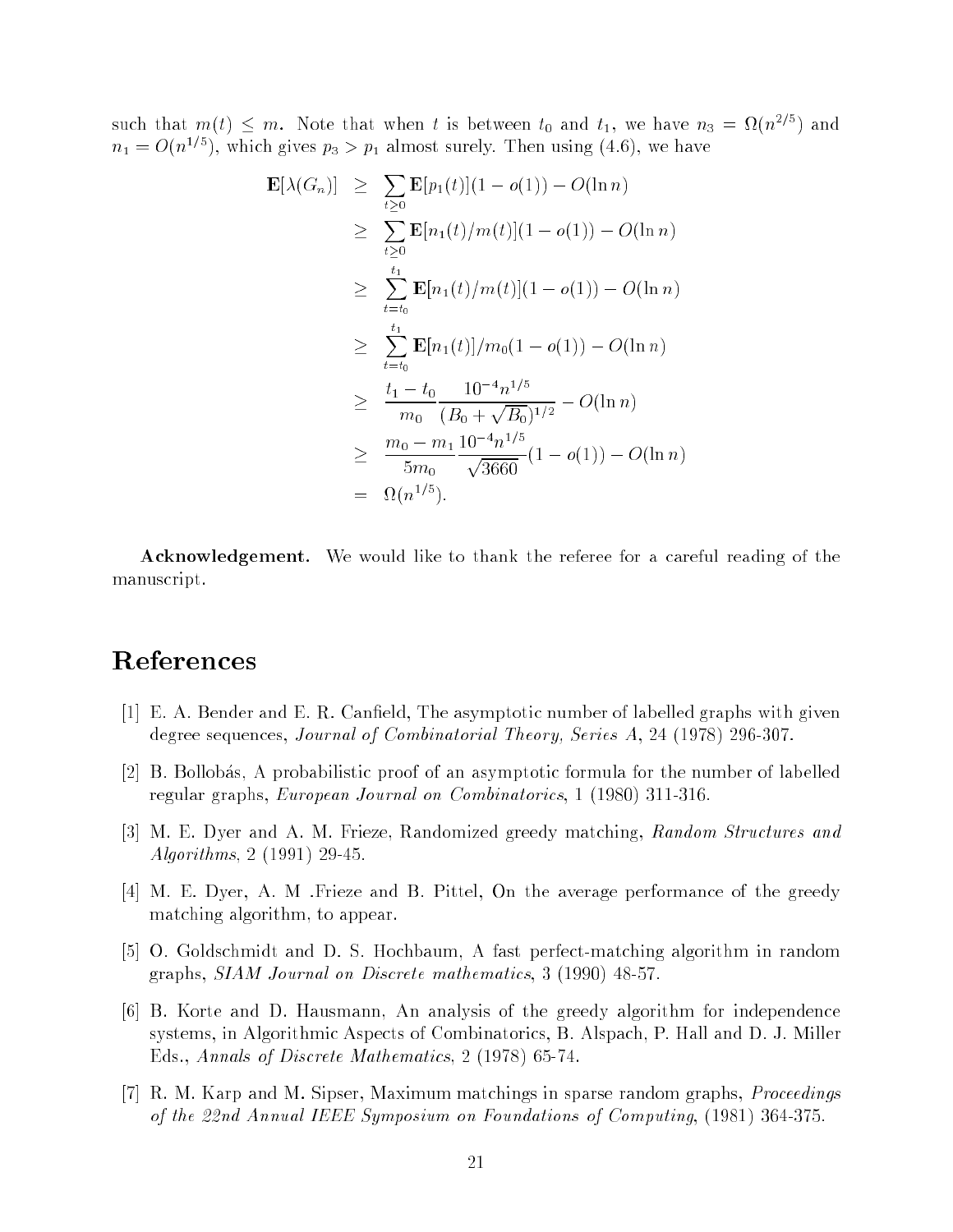such that $m(t) \leq m$. Note that when $t$ is between $t_0$ and $t_1$, we have $n_3 = \Omega(n^{2/5})$ and $n_1 = O(n^{1/5})$, which gives $p_3 > p_1$ almost surely. Then using (4.6), we have

$$
\begin{aligned}
\mathbf{E}[\lambda(G_n)] &\geq \sum_{t \geq 0} \mathbf{E}[p_1(t)](1 - o(1)) - O(\ln n) \\
&\geq \sum_{t \geq 0} \mathbf{E}[n_1(t)/m(t)](1 - o(1)) - O(\ln n) \\
&\geq \sum_{t=t_0}^{t_1} \mathbf{E}[n_1(t)/m(t)](1 - o(1)) - O(\ln n) \\
&\geq \sum_{t=t_0}^{t_1} \mathbf{E}[n_1(t)]/m_0(1 - o(1)) - O(\ln n) \\
&\geq \frac{t_1 - t_0}{m_0} \frac{10^{-4} n^{1/5}}{(B_0 + \sqrt{B_0})^{1/2}} - O(\ln n) \\
&\geq \frac{m_0 - m_1}{5m_0} \frac{10^{-4} n^{1/5}}{\sqrt{3660}} (1 - o(1)) - O(\ln n) \\
&= \Omega(n^{1/5}).
\end{aligned}
$$

**Acknowledgement.** We would like to thank the referee for a careful reading of the manuscript.

# References

[1] E. A. Bender and E. R. Canfield, The asymptotic number of labelled graphs with given degree sequences, *Journal of Combinatorial Theory, Series A*, 24 (1978) 296-307.

[2] B. Bollobás, A probabilistic proof of an asymptotic formula for the number of labelled regular graphs, *European Journal on Combinatorics*, 1 (1980) 311-316.

[3] M. E. Dyer and A. M. Frieze, Randomized greedy matching, *Random Structures and Algorithms*, 2 (1991) 29-45.

[4] M. E. Dyer, A. M .Frieze and B. Pittel, On the average performance of the greedy matching algorithm, to appear.

[5] O. Goldschmidt and D. S. Hochbaum, A fast perfect-matching algorithm in random graphs, *SIAM Journal on Discrete mathematics*, 3 (1990) 48-57.

[6] B. Korte and D. Hausmann, An analysis of the greedy algorithm for independence systems, in Algorithmic Aspects of Combinatorics, B. Alspach, P. Hall and D. J. Miller Eds., *Annals of Discrete Mathematics*, 2 (1978) 65-74.

[7] R. M. Karp and M. Sipser, Maximum matchings in sparse random graphs, *Proceedings of the 22nd Annual IEEE Symposium on Foundations of Computing*, (1981) 364-375.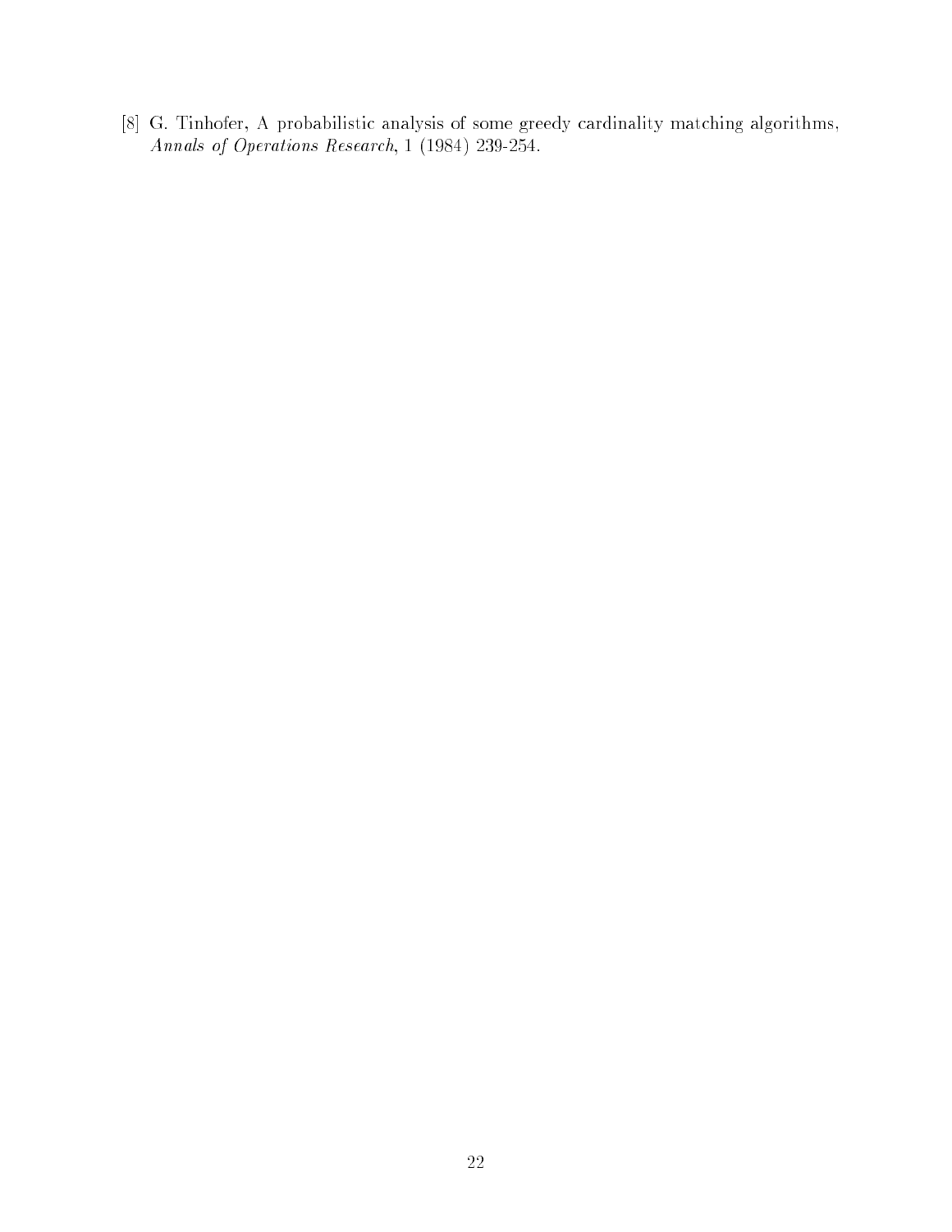[8] G. Tinhofer, A probabilistic analysis of some greedy cardinality matching algorithms, *Annals of Operations Research*, 1 (1984) 239-254.